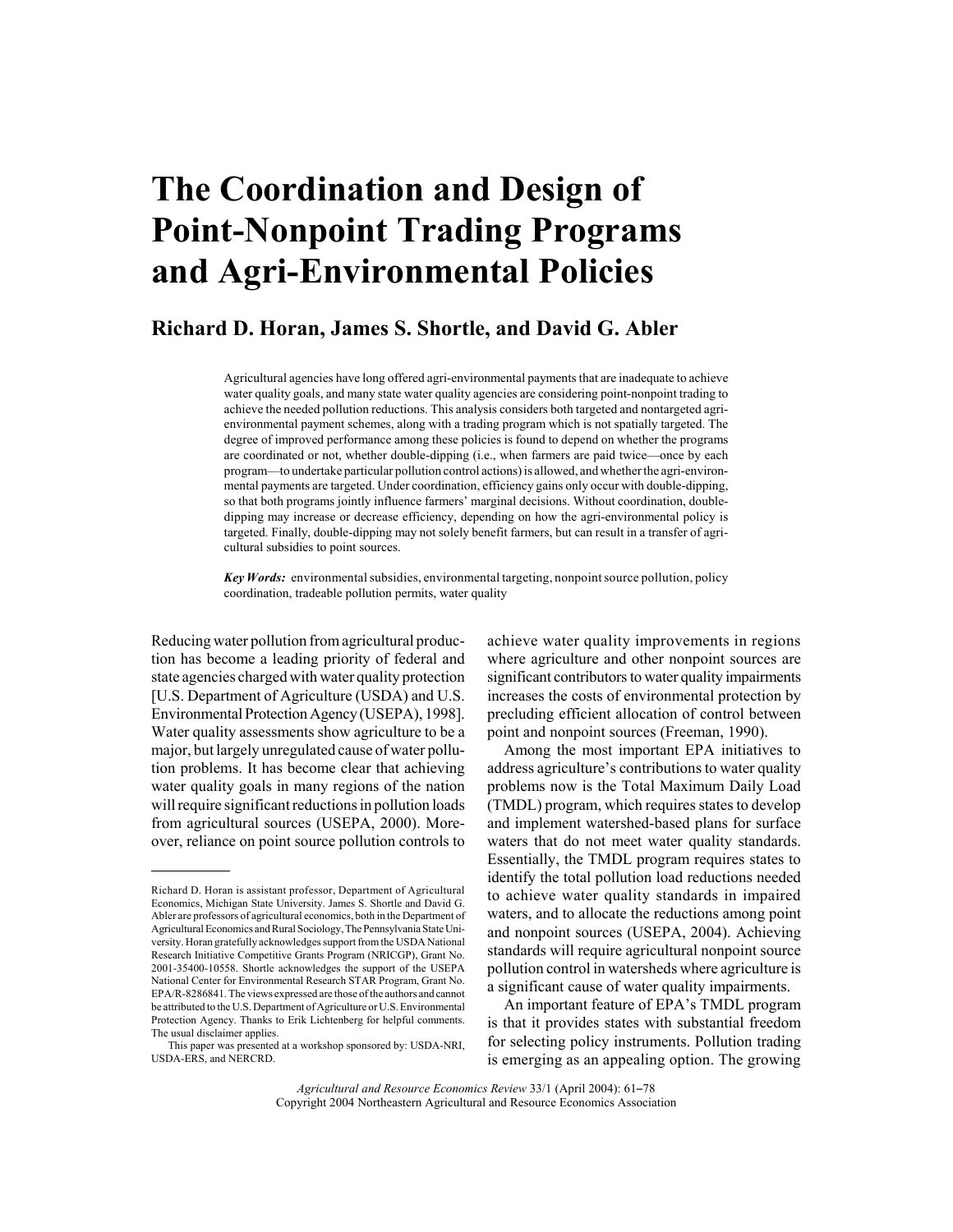# The Coordination and Design of Point-Nonpoint Trading Programs and Agri-Environmental Policies

## Richard D. Horan, James S. Shortle, and David G. Abler

Agricultural agencies have long offered agri-environmental payments that are inadequate to achieve water quality goals, and many state water quality agencies are considering point-nonpoint trading to achieve the needed pollution reductions. This analysis considers both targeted and nontargeted agri-environmental payment schemes, along with a trading program which is not spatially targeted. The degree of improved performance among these policies is found to depend on whether the programs are coordinated or not, whether double-dipping (i.e., when farmers are paid twice—once by each program—to undertake particular pollution control actions) is allowed, and whether the agri-environmental payments are targeted. Under coordination, efficiency gains only occur with double-dipping, so that both programs jointly influence farmers' marginal decisions. Without coordination, double-dipping may increase or decrease efficiency, depending on how the agri-environmental policy is targeted. Finally, double-dipping may not solely benefit farmers, but can result in a transfer of agricultural subsidies to point sources.

***Key Words:*** environmental subsidies, environmental targeting, nonpoint source pollution, policy coordination, tradeable pollution permits, water quality

Reducing water pollution from agricultural production has become a leading priority of federal and state agencies charged with water quality protection [U.S. Department of Agriculture (USDA) and U.S. Environmental Protection Agency (USEPA), 1998]. Water quality assessments show agriculture to be a major, but largely unregulated cause of water pollution problems. It has become clear that achieving water quality goals in many regions of the nation will require significant reductions in pollution loads from agricultural sources (USEPA, 2000). Moreover, reliance on point source pollution controls to achieve water quality improvements in regions where agriculture and other nonpoint sources are significant contributors to water quality impairments increases the costs of environmental protection by precluding efficient allocation of control between point and nonpoint sources (Freeman, 1990).

Among the most important EPA initiatives to address agriculture's contributions to water quality problems now is the Total Maximum Daily Load (TMDL) program, which requires states to develop and implement watershed-based plans for surface waters that do not meet water quality standards. Essentially, the TMDL program requires states to identify the total pollution load reductions needed to achieve water quality standards in impaired waters, and to allocate the reductions among point and nonpoint sources (USEPA, 2004). Achieving standards will require agricultural nonpoint source pollution control in watersheds where agriculture is a significant cause of water quality impairments.

An important feature of EPA's TMDL program is that it provides states with substantial freedom for selecting policy instruments. Pollution trading is emerging as an appealing option. The growing

---

Richard D. Horan is assistant professor, Department of Agricultural Economics, Michigan State University. James S. Shortle and David G. Abler are professors of agricultural economics, both in the Department of Agricultural Economics and Rural Sociology, The Pennsylvania State University. Horan gratefully acknowledges support from the USDA National Research Initiative Competitive Grants Program (NRICGP), Grant No. 2001-35400-10558. Shortle acknowledges the support of the USEPA National Center for Environmental Research STAR Program, Grant No. EPA/R-8286841. The views expressed are those of the authors and cannot be attributed to the U.S. Department of Agriculture or U.S. Environmental Protection Agency. Thanks to Erik Lichtenberg for helpful comments. The usual disclaimer applies.

This paper was presented at a workshop sponsored by: USDA-NRI, USDA-ERS, and NERCRD.

*Agricultural and Resource Economics Review* 33/1 (April 2004): 61–78
Copyright 2004 Northeastern Agricultural and Resource Economics Association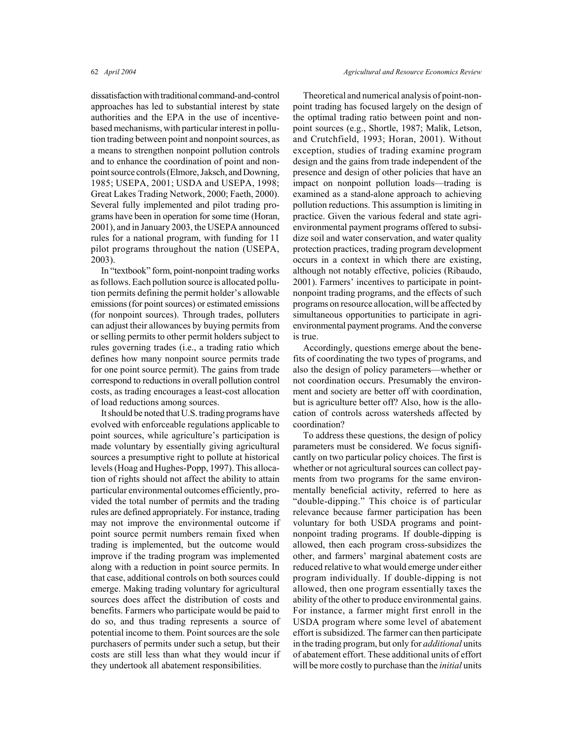dissatisfaction with traditional command-and-control approaches has led to substantial interest by state authorities and the EPA in the use of incentive-based mechanisms, with particular interest in pollution trading between point and nonpoint sources, as a means to strengthen nonpoint pollution controls and to enhance the coordination of point and nonpoint source controls (Elmore, Jaksch, and Downing, 1985; USEPA, 2001; USDA and USEPA, 1998; Great Lakes Trading Network, 2000; Faeth, 2000). Several fully implemented and pilot trading programs have been in operation for some time (Horan, 2001), and in January 2003, the USEPA announced rules for a national program, with funding for 11 pilot programs throughout the nation (USEPA, 2003).

In "textbook" form, point-nonpoint trading works as follows. Each pollution source is allocated pollution permits defining the permit holder's allowable emissions (for point sources) or estimated emissions (for nonpoint sources). Through trades, polluters can adjust their allowances by buying permits from or selling permits to other permit holders subject to rules governing trades (i.e., a trading ratio which defines how many nonpoint source permits trade for one point source permit). The gains from trade correspond to reductions in overall pollution control costs, as trading encourages a least-cost allocation of load reductions among sources.

It should be noted that U.S. trading programs have evolved with enforceable regulations applicable to point sources, while agriculture's participation is made voluntary by essentially giving agricultural sources a presumptive right to pollute at historical levels (Hoag and Hughes-Popp, 1997). This allocation of rights should not affect the ability to attain particular environmental outcomes efficiently, provided the total number of permits and the trading rules are defined appropriately. For instance, trading may not improve the environmental outcome if point source permit numbers remain fixed when trading is implemented, but the outcome would improve if the trading program was implemented along with a reduction in point source permits. In that case, additional controls on both sources could emerge. Making trading voluntary for agricultural sources does affect the distribution of costs and benefits. Farmers who participate would be paid to do so, and thus trading represents a source of potential income to them. Point sources are the sole purchasers of permits under such a setup, but their costs are still less than what they would incur if they undertook all abatement responsibilities.

Theoretical and numerical analysis of point-nonpoint trading has focused largely on the design of the optimal trading ratio between point and nonpoint sources (e.g., Shortle, 1987; Malik, Letson, and Crutchfield, 1993; Horan, 2001). Without exception, studies of trading examine program design and the gains from trade independent of the presence and design of other policies that have an impact on nonpoint pollution loads—trading is examined as a stand-alone approach to achieving pollution reductions. This assumption is limiting in practice. Given the various federal and state agri-environmental payment programs offered to subsidize soil and water conservation, and water quality protection practices, trading program development occurs in a context in which there are existing, although not notably effective, policies (Ribaudo, 2001). Farmers' incentives to participate in point-nonpoint trading programs, and the effects of such programs on resource allocation, will be affected by simultaneous opportunities to participate in agri-environmental payment programs. And the converse is true.

Accordingly, questions emerge about the benefits of coordinating the two types of programs, and also the design of policy parameters—whether or not coordination occurs. Presumably the environment and society are better off with coordination, but is agriculture better off? Also, how is the allocation of controls across watersheds affected by coordination?

To address these questions, the design of policy parameters must be considered. We focus significantly on two particular policy choices. The first is whether or not agricultural sources can collect payments from two programs for the same environmentally beneficial activity, referred to here as "double-dipping." This choice is of particular relevance because farmer participation has been voluntary for both USDA programs and point-nonpoint trading programs. If double-dipping is allowed, then each program cross-subsidizes the other, and farmers' marginal abatement costs are reduced relative to what would emerge under either program individually. If double-dipping is not allowed, then one program essentially taxes the ability of the other to produce environmental gains. For instance, a farmer might first enroll in the USDA program where some level of abatement effort is subsidized. The farmer can then participate in the trading program, but only for *additional* units of abatement effort. These additional units of effort will be more costly to purchase than the *initial* units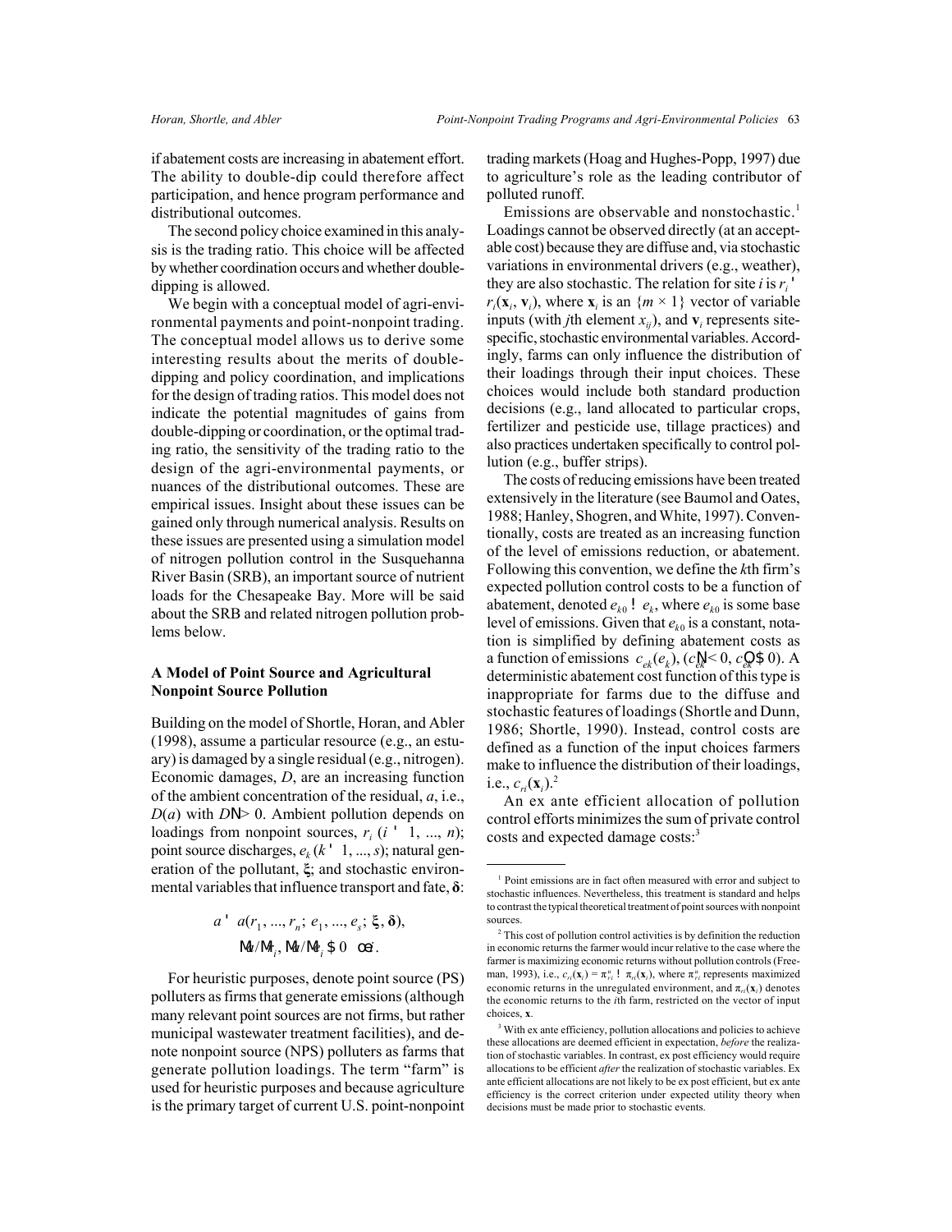if abatement costs are increasing in abatement effort. The ability to double-dip could therefore affect participation, and hence program performance and distributional outcomes.

The second policy choice examined in this analysis is the trading ratio. This choice will be affected by whether coordination occurs and whether double-dipping is allowed.

We begin with a conceptual model of agri-environmental payments and point-nonpoint trading. The conceptual model allows us to derive some interesting results about the merits of double-dipping and policy coordination, and implications for the design of trading ratios. This model does not indicate the potential magnitudes of gains from double-dipping or coordination, or the optimal trading ratio, the sensitivity of the trading ratio to the design of the agri-environmental payments, or nuances of the distributional outcomes. These are empirical issues. Insight about these issues can be gained only through numerical analysis. Results on these issues are presented using a simulation model of nitrogen pollution control in the Susquehanna River Basin (SRB), an important source of nutrient loads for the Chesapeake Bay. More will be said about the SRB and related nitrogen pollution problems below.

## A Model of Point Source and Agricultural Nonpoint Source Pollution

Building on the model of Shortle, Horan, and Abler (1998), assume a particular resource (e.g., an estuary) is damaged by a single residual (e.g., nitrogen). Economic damages, $D$, are an increasing function of the ambient concentration of the residual, $a$, i.e., $D(a)$ with $D' > 0$. Ambient pollution depends on loadings from nonpoint sources, $r_i$ ($i = 1, ..., n$); point source discharges, $e_k$ ($k = 1, ..., s$); natural generation of the pollutant, $\xi$; and stochastic environmental variables that influence transport and fate, $\boldsymbol{\delta}$:

$$a = a(r_1, ..., r_n;\ e_1, ..., e_s;\ \xi, \boldsymbol{\delta}),$$
$$\partial a/\partial r_i,\ \partial a/\partial e_i \geq 0 \quad \forall i.$$

For heuristic purposes, denote point source (PS) polluters as firms that generate emissions (although many relevant point sources are not firms, but rather municipal wastewater treatment facilities), and denote nonpoint source (NPS) polluters as farms that generate pollution loadings. The term "farm" is used for heuristic purposes and because agriculture is the primary target of current U.S. point-nonpoint trading markets (Hoag and Hughes-Popp, 1997) due to agriculture's role as the leading contributor of polluted runoff.

Emissions are observable and nonstochastic.[1] Loadings cannot be observed directly (at an acceptable cost) because they are diffuse and, via stochastic variations in environmental drivers (e.g., weather), they are also stochastic. The relation for site $i$ is $r_i = r_i(\mathbf{x}_i, \mathbf{v}_i)$, where $\mathbf{x}_i$ is an $\{m \times 1\}$ vector of variable inputs (with $j$th element $x_{ij}$), and $\mathbf{v}_i$ represents site-specific, stochastic environmental variables. Accordingly, farms can only influence the distribution of their loadings through their input choices. These choices would include both standard production decisions (e.g., land allocated to particular crops, fertilizer and pesticide use, tillage practices) and also practices undertaken specifically to control pollution (e.g., buffer strips).

The costs of reducing emissions have been treated extensively in the literature (see Baumol and Oates, 1988; Hanley, Shogren, and White, 1997). Conventionally, costs are treated as an increasing function of the level of emissions reduction, or abatement. Following this convention, we define the $k$th firm's expected pollution control costs to be a function of abatement, denoted $e_{k0} - e_k$, where $e_{k0}$ is some base level of emissions. Given that $e_{k0}$ is a constant, notation is simplified by defining abatement costs as a function of emissions $c_{ek}(e_k)$, ($c'_{ek} < 0$, $c''_{ek} \geq 0$). A deterministic abatement cost function of this type is inappropriate for farms due to the diffuse and stochastic features of loadings (Shortle and Dunn, 1986; Shortle, 1990). Instead, control costs are defined as a function of the input choices farmers make to influence the distribution of their loadings, i.e., $c_{ri}(\mathbf{x}_i)$.[2]

An ex ante efficient allocation of pollution control efforts minimizes the sum of private control costs and expected damage costs:[3]

---

[1] Point emissions are in fact often measured with error and subject to stochastic influences. Nevertheless, this treatment is standard and helps to contrast the typical theoretical treatment of point sources with nonpoint sources.

[2] This cost of pollution control activities is by definition the reduction in economic returns the farmer would incur relative to the case where the farmer is maximizing economic returns without pollution controls (Freeman, 1993), i.e., $c_{ri}(\mathbf{x}_i) = \pi^u_{ri} - \pi_{ri}(\mathbf{x}_i)$, where $\pi^u_{ri}$ represents maximized economic returns in the unregulated environment, and $\pi_{ri}(\mathbf{x}_i)$ denotes the economic returns to the $i$th farm, restricted on the vector of input choices, $\mathbf{x}$.

[3] With ex ante efficiency, pollution allocations and policies to achieve these allocations are deemed efficient in expectation, *before* the realization of stochastic variables. In contrast, ex post efficiency would require allocations to be efficient *after* the realization of stochastic variables. Ex ante efficient allocations are not likely to be ex post efficient, but ex ante efficiency is the correct criterion under expected utility theory when decisions must be made prior to stochastic events.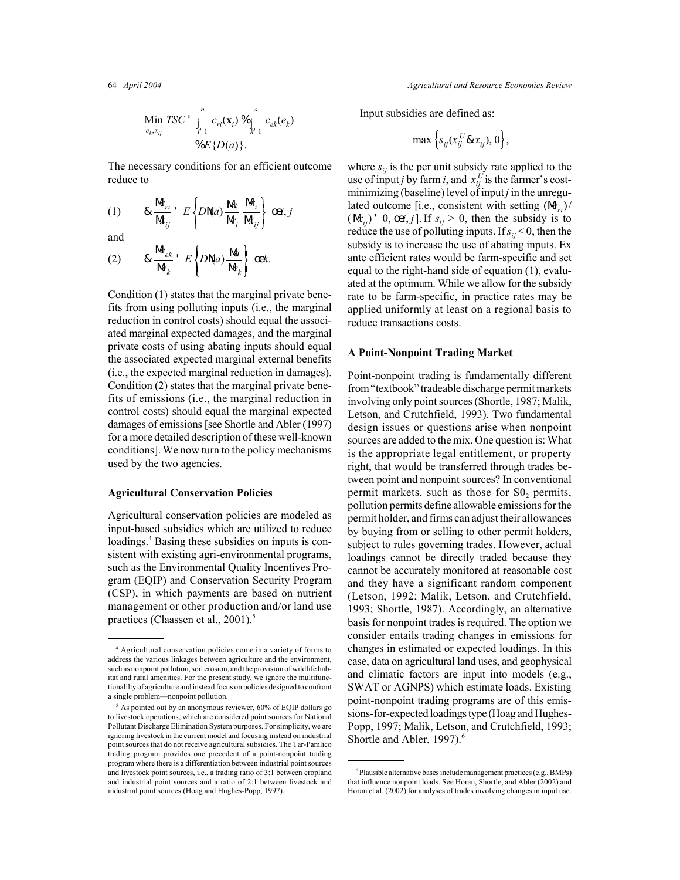$$\underset{e_k, x_{ij}}{\text{Min}}\; TSC = \sum_{i=1}^{n} c_{ri}(\mathbf{x}_i) + \sum_{k=1}^{s} c_{ek}(e_k) + E\{D(a)\}.$$

The necessary conditions for an efficient outcome reduce to

$$(1)\qquad -\frac{\partial c_{ri}}{\partial x_{ij}} = E\left\{D'(a)\frac{\partial a}{\partial r_i}\frac{\partial r_i}{\partial x_{ij}}\right\}\quad \forall i, j$$

and

$$(2)\qquad -\frac{\partial c_{ek}}{\partial e_k} = E\left\{D'(a)\frac{\partial a}{\partial e_k}\right\}\quad \forall k.$$

Condition (1) states that the marginal private benefits from using polluting inputs (i.e., the marginal reduction in control costs) should equal the associated marginal expected damages, and the marginal private costs of using abating inputs should equal the associated expected marginal external benefits (i.e., the expected marginal reduction in damages). Condition (2) states that the marginal private benefits of emissions (i.e., the marginal reduction in control costs) should equal the marginal expected damages of emissions [see Shortle and Abler (1997) for a more detailed description of these well-known conditions]. We now turn to the policy mechanisms used by the two agencies.

### Agricultural Conservation Policies

Agricultural conservation policies are modeled as input-based subsidies which are utilized to reduce loadings.[4] Basing these subsidies on inputs is consistent with existing agri-environmental programs, such as the Environmental Quality Incentives Program (EQIP) and Conservation Security Program (CSP), in which payments are based on nutrient management or other production and/or land use practices (Claassen et al., 2001).[5]

Input subsidies are defined as:

$$\max\left\{s_{ij}(x_{ij}^{U} - x_{ij}), 0\right\},$$

where $s_{ij}$ is the per unit subsidy rate applied to the use of input $j$ by farm $i$, and $x_{ij}^{U}$ is the farmer's cost-minimizing (baseline) level of input $j$ in the unregulated outcome [i.e., consistent with setting $(\partial c_{ri})/(\partial x_{ij}) = 0, \forall i, j$]. If $s_{ij} > 0$, then the subsidy is to reduce the use of polluting inputs. If $s_{ij} < 0$, then the subsidy is to increase the use of abating inputs. Ex ante efficient rates would be farm-specific and set equal to the right-hand side of equation (1), evaluated at the optimum. While we allow for the subsidy rate to be farm-specific, in practice rates may be applied uniformly at least on a regional basis to reduce transactions costs.

### A Point-Nonpoint Trading Market

Point-nonpoint trading is fundamentally different from "textbook" tradeable discharge permit markets involving only point sources (Shortle, 1987; Malik, Letson, and Crutchfield, 1993). Two fundamental design issues or questions arise when nonpoint sources are added to the mix. One question is: What is the appropriate legal entitlement, or property right, that would be transferred through trades between point and nonpoint sources? In conventional permit markets, such as those for $SO_2$ permits, pollution permits define allowable emissions for the permit holder, and firms can adjust their allowances by buying from or selling to other permit holders, subject to rules governing trades. However, actual loadings cannot be directly traded because they cannot be accurately monitored at reasonable cost and they have a significant random component (Letson, 1992; Malik, Letson, and Crutchfield, 1993; Shortle, 1987). Accordingly, an alternative basis for nonpoint trades is required. The option we consider entails trading changes in emissions for changes in estimated or expected loadings. In this case, data on agricultural land uses, and geophysical and climatic factors are input into models (e.g., SWAT or AGNPS) which estimate loads. Existing point-nonpoint trading programs are of this emissions-for-expected loadings type (Hoag and Hughes-Popp, 1997; Malik, Letson, and Crutchfield, 1993; Shortle and Abler, 1997).[6]

---

[4] Agricultural conservation policies come in a variety of forms to address the various linkages between agriculture and the environment, such as nonpoint pollution, soil erosion, and the provision of wildlife habitat and rural amenities. For the present study, we ignore the multifunctionalilty of agriculture and instead focus on policies designed to confront a single problem—nonpoint pollution.

[5] As pointed out by an anonymous reviewer, 60% of EQIP dollars go to livestock operations, which are considered point sources for National Pollutant Discharge Elimination System purposes. For simplicity, we are ignoring livestock in the current model and focusing instead on industrial point sources that do not receive agricultural subsidies. The Tar-Pamlico trading program provides one precedent of a point-nonpoint trading program where there is a differentiation between industrial point sources and livestock point sources, i.e., a trading ratio of 3:1 between cropland and industrial point sources and a ratio of 2:1 between livestock and industrial point sources (Hoag and Hughes-Popp, 1997).

[6] Plausible alternative bases include management practices (e.g., BMPs) that influence nonpoint loads. See Horan, Shortle, and Abler (2002) and Horan et al. (2002) for analyses of trades involving changes in input use.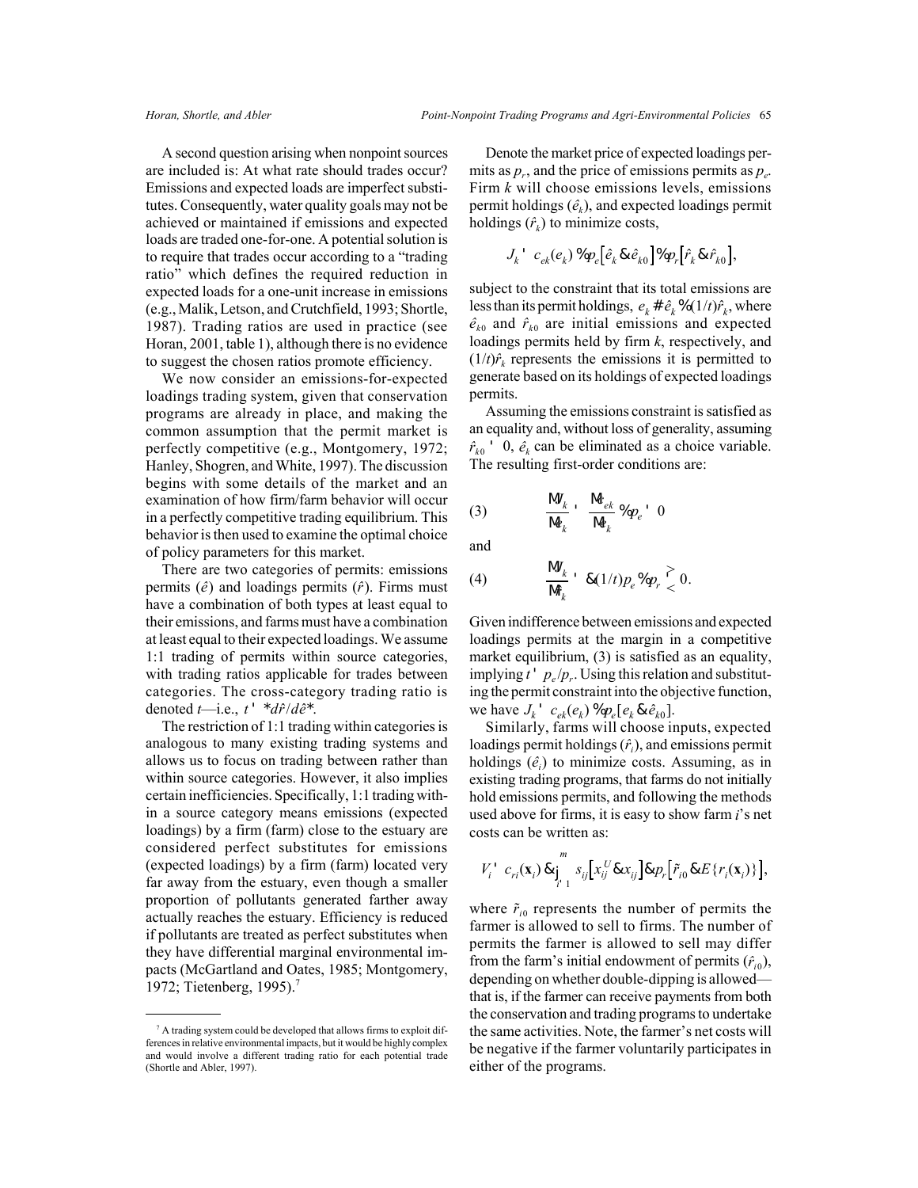A second question arising when nonpoint sources are included is: At what rate should trades occur? Emissions and expected loads are imperfect substitutes. Consequently, water quality goals may not be achieved or maintained if emissions and expected loads are traded one-for-one. A potential solution is to require that trades occur according to a "trading ratio" which defines the required reduction in expected loads for a one-unit increase in emissions (e.g., Malik, Letson, and Crutchfield, 1993; Shortle, 1987). Trading ratios are used in practice (see Horan, 2001, table 1), although there is no evidence to suggest the chosen ratios promote efficiency.

We now consider an emissions-for-expected loadings trading system, given that conservation programs are already in place, and making the common assumption that the permit market is perfectly competitive (e.g., Montgomery, 1972; Hanley, Shogren, and White, 1997). The discussion begins with some details of the market and an examination of how firm/farm behavior will occur in a perfectly competitive trading equilibrium. This behavior is then used to examine the optimal choice of policy parameters for this market.

There are two categories of permits: emissions permits ($\hat{e}$) and loadings permits ($\hat{r}$). Firms must have a combination of both types at least equal to their emissions, and farms must have a combination at least equal to their expected loadings. We assume 1:1 trading of permits within source categories, with trading ratios applicable for trades between categories. The cross-category trading ratio is denoted $t$—i.e., $t = |d\hat{r}/d\hat{e}|$.

The restriction of 1:1 trading within categories is analogous to many existing trading systems and allows us to focus on trading between rather than within source categories. However, it also implies certain inefficiencies. Specifically, 1:1 trading within a source category means emissions (expected loadings) by a firm (farm) close to the estuary are considered perfect substitutes for emissions (expected loadings) by a firm (farm) located very far away from the estuary, even though a smaller proportion of pollutants generated farther away actually reaches the estuary. Efficiency is reduced if pollutants are treated as perfect substitutes when they have differential marginal environmental impacts (McGartland and Oates, 1985; Montgomery, 1972; Tietenberg, 1995).[7]

Denote the market price of expected loadings permits as $p_r$, and the price of emissions permits as $p_e$. Firm $k$ will choose emissions levels, emissions permit holdings ($\hat{e}_k$), and expected loadings permit holdings ($\hat{r}_k$) to minimize costs,

$$J_k = c_{ek}(e_k) + p_e\left[\hat{e}_k - \hat{e}_{k0}\right] + p_r\left[\hat{r}_k - \hat{r}_{k0}\right],$$

subject to the constraint that its total emissions are less than its permit holdings, $e_k \leq \hat{e}_k + (1/t)\hat{r}_k$, where $\hat{e}_{k0}$ and $\hat{r}_{k0}$ are initial emissions and expected loadings permits held by firm $k$, respectively, and $(1/t)\hat{r}_k$ represents the emissions it is permitted to generate based on its holdings of expected loadings permits.

Assuming the emissions constraint is satisfied as an equality and, without loss of generality, assuming $\hat{r}_{k0} = 0$, $\hat{e}_k$ can be eliminated as a choice variable. The resulting first-order conditions are:

$$\text{(3)} \qquad \frac{\partial J_k}{\partial e_k} = \frac{\partial c_{ek}}{\partial e_k} + p_e = 0$$

and

$$\text{(4)} \qquad \frac{\partial J_k}{\partial \hat{r}_k} = -(1/t)p_e + p_r \gtreqless 0.$$

Given indifference between emissions and expected loadings permits at the margin in a competitive market equilibrium, (3) is satisfied as an equality, implying $t = p_e/p_r$. Using this relation and substituting the permit constraint into the objective function, we have $J_k = c_{ek}(e_k) + p_e[e_k - \hat{e}_{k0}]$.

Similarly, farms will choose inputs, expected loadings permit holdings ($\hat{r}_i$), and emissions permit holdings ($\hat{e}_i$) to minimize costs. Assuming, as in existing trading programs, that farms do not initially hold emissions permits, and following the methods used above for firms, it is easy to show farm $i$'s net costs can be written as:

$$V_i = c_{ri}(\mathbf{x}_i) - \sum_{j=1}^{m} s_{ij}\left[x_{ij}^U - x_{ij}\right] - p_r\left[\tilde{r}_{i0} - E\{r_i(\mathbf{x}_i)\}\right],$$

where $\tilde{r}_{i0}$ represents the number of permits the farmer is allowed to sell to firms. The number of permits the farmer is allowed to sell may differ from the farm's initial endowment of permits ($\hat{r}_{i0}$), depending on whether double-dipping is allowed—that is, if the farmer can receive payments from both the conservation and trading programs to undertake the same activities. Note, the farmer's net costs will be negative if the farmer voluntarily participates in either of the programs.

---

[7] A trading system could be developed that allows firms to exploit differences in relative environmental impacts, but it would be highly complex and would involve a different trading ratio for each potential trade (Shortle and Abler, 1997).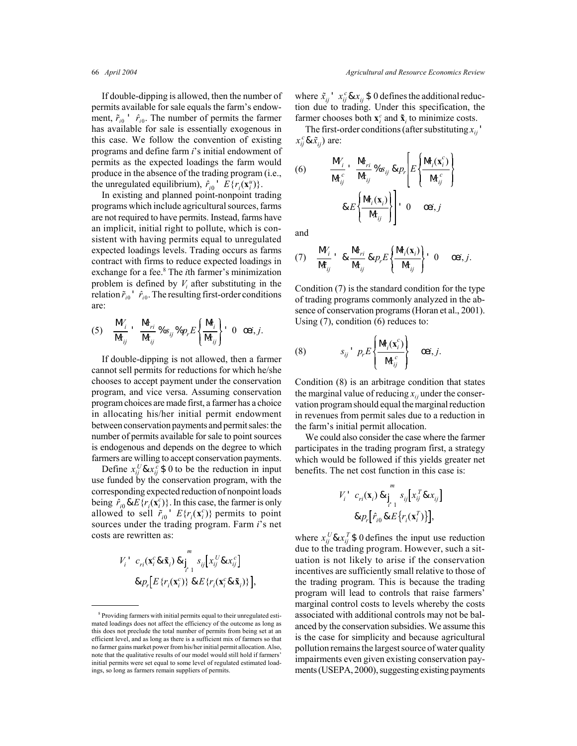If double-dipping is allowed, then the number of permits available for sale equals the farm's endowment, $\tilde{r}_{i0} = \hat{r}_{i0}$. The number of permits the farmer has available for sale is essentially exogenous in this case. We follow the convention of existing programs and define farm $i$'s initial endowment of permits as the expected loadings the farm would produce in the absence of the trading program (i.e., the unregulated equilibrium), $\hat{r}_{i0} = E\{r_i(\mathbf{x}_i^u)\}$.

In existing and planned point-nonpoint trading programs which include agricultural sources, farms are not required to have permits. Instead, farms have an implicit, initial right to pollute, which is consistent with having permits equal to unregulated expected loadings levels. Trading occurs as farms contract with firms to reduce expected loadings in exchange for a fee.[8] The $i$th farmer's minimization problem is defined by $V_i$ after substituting in the relation $\tilde{r}_{i0} = \hat{r}_{i0}$. The resulting first-order conditions are:

$$(5) \quad \frac{\partial V_i}{\partial x_{ij}} = \frac{\partial c_{ri}}{\partial x_{ij}} + s_{ij} + p_r E\left\{\frac{\partial r_i}{\partial x_{ij}}\right\} = 0 \quad \forall i, j.$$

If double-dipping is not allowed, then a farmer cannot sell permits for reductions for which he/she chooses to accept payment under the conservation program, and vice versa. Assuming conservation program choices are made first, a farmer has a choice in allocating his/her initial permit endowment between conservation payments and permit sales: the number of permits available for sale to point sources is endogenous and depends on the degree to which farmers are willing to accept conservation payments.

Define $x_{ij}^U - x_{ij}^c \geq 0$ to be the reduction in input use funded by the conservation program, with the corresponding expected reduction of nonpoint loads being $\hat{r}_{i0} - E\{r_i(\mathbf{x}_i^c)\}$. In this case, the farmer is only allowed to sell $\tilde{r}_{i0} = E\{r_i(\mathbf{x}_i^c)\}$ permits to point sources under the trading program. Farm $i$'s net costs are rewritten as:

$$V_i = c_{ri}(\mathbf{x}_i^c - \tilde{\mathbf{x}}_i) - \sum_{i=1}^{m} s_{ij}\left[x_{ij}^U - x_{ij}^c\right] - p_r\left[E\{r_i(\mathbf{x}_i^c)\} - E\{r_i(\mathbf{x}_i^c - \tilde{\mathbf{x}}_i)\}\right],$$

where $\tilde{x}_{ij} = x_{ij}^c - x_{ij} \geq 0$ defines the additional reduction due to trading. Under this specification, the farmer chooses both $\mathbf{x}_i^c$ and $\tilde{\mathbf{x}}_i$ to minimize costs.

The first-order conditions (after substituting $x_{ij} = x_{ij}^c - \tilde{x}_{ij}$) are:

$$(6) \quad \frac{\partial V_i}{\partial x_{ij}^c} = \frac{\partial c_{ri}}{\partial x_{ij}} + s_{ij} - p_r\left[E\left\{\frac{\partial r_i(\mathbf{x}_i^c)}{\partial x_{ij}^c}\right\} - E\left\{\frac{\partial r_i(\mathbf{x}_i)}{\partial x_{ij}}\right\}\right] = 0 \quad \forall i, j$$

and

$$(7) \quad \frac{\partial V_i}{\partial \tilde{x}_{ij}} = -\frac{\partial c_{ri}}{\partial x_{ij}} - p_r E\left\{\frac{\partial r_i(\mathbf{x}_i)}{\partial x_{ij}}\right\} = 0 \quad \forall i, j.$$

Condition (7) is the standard condition for the type of trading programs commonly analyzed in the absence of conservation programs (Horan et al., 2001). Using (7), condition (6) reduces to:

$$(8) \quad s_{ij} = p_r E\left\{\frac{\partial r_i(\mathbf{x}_i^c)}{\partial x_{ij}^c}\right\} \quad \forall i, j.$$

Condition (8) is an arbitrage condition that states the marginal value of reducing $x_{ij}$ under the conservation program should equal the marginal reduction in revenues from permit sales due to a reduction in the farm's initial permit allocation.

We could also consider the case where the farmer participates in the trading program first, a strategy which would be followed if this yields greater net benefits. The net cost function in this case is:

$$V_i = c_{ri}(\mathbf{x}_i) - \sum_{i=1}^{m} s_{ij}\left[x_{ij}^T - x_{ij}\right] - p_r\left[\hat{r}_{i0} - E\{r_i(\mathbf{x}_i^T)\}\right],$$

where $x_{ij}^U - x_{ij}^T \geq 0$ defines the input use reduction due to the trading program. However, such a situation is not likely to arise if the conservation incentives are sufficiently small relative to those of the trading program. This is because the trading program will lead to controls that raise farmers' marginal control costs to levels whereby the costs associated with additional controls may not be balanced by the conservation subsidies. We assume this is the case for simplicity and because agricultural pollution remains the largest source of water quality impairments even given existing conservation payments (USEPA, 2000), suggesting existing payments

---

[8] Providing farmers with initial permits equal to their unregulated estimated loadings does not affect the efficiency of the outcome as long as this does not preclude the total number of permits from being set at an efficient level, and as long as there is a sufficient mix of farmers so that no farmer gains market power from his/her initial permit allocation. Also, note that the qualitative results of our model would still hold if farmers' initial permits were set equal to some level of regulated estimated loadings, so long as farmers remain suppliers of permits.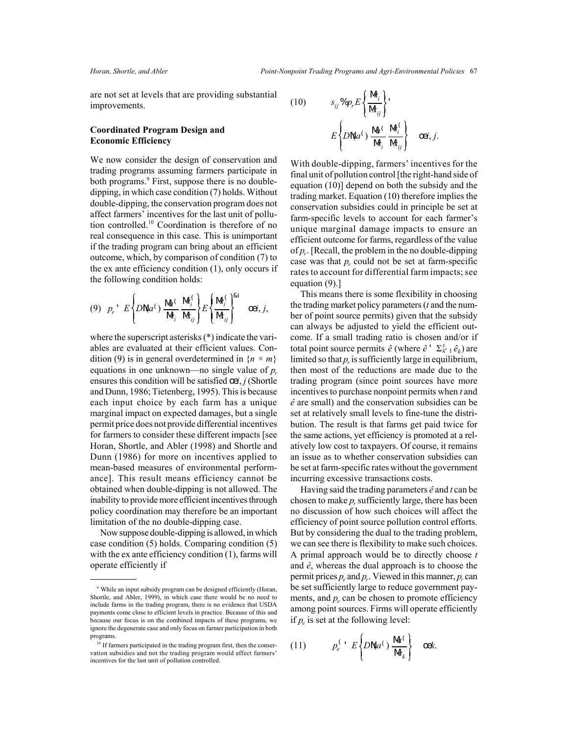are not set at levels that are providing substantial improvements.

## Coordinated Program Design and Economic Efficiency

We now consider the design of conservation and trading programs assuming farmers participate in both programs.[9] First, suppose there is no double-dipping, in which case condition (7) holds. Without double-dipping, the conservation program does not affect farmers' incentives for the last unit of pollution controlled.[10] Coordination is therefore of no real consequence in this case. This is unimportant if the trading program can bring about an efficient outcome, which, by comparison of condition (7) to the ex ante efficiency condition (1), only occurs if the following condition holds:

$$(9)\quad p_r = E\left\{ D'(a^*) \frac{\partial a^*}{\partial r_i} \frac{\partial r_i^*}{\partial x_{ij}} \right\} E\left\{ \frac{\partial r_i^*}{\partial x_{ij}} \right\}^{-1} \quad \forall i, j,$$

where the superscript asterisks (*) indicate the variables are evaluated at their efficient values. Condition (9) is in general overdetermined in $\{n \times m\}$ equations in one unknown—no single value of $p_r$ ensures this condition will be satisfied $\forall i, j$ (Shortle and Dunn, 1986; Tietenberg, 1995). This is because each input choice by each farm has a unique marginal impact on expected damages, but a single permit price does not provide differential incentives for farmers to consider these different impacts [see Horan, Shortle, and Abler (1998) and Shortle and Dunn (1986) for more on incentives applied to mean-based measures of environmental performance]. This result means efficiency cannot be obtained when double-dipping is not allowed. The inability to provide more efficient incentives through policy coordination may therefore be an important limitation of the no double-dipping case.

Now suppose double-dipping is allowed, in which case condition (5) holds. Comparing condition (5) with the ex ante efficiency condition (1), farms will operate efficiently if

$$(10)\quad s_{ij} + p_r E\left\{ \frac{\partial r_i}{\partial x_{ij}} \right\} = E\left\{ D'(a^*) \frac{\partial a^*}{\partial r_i} \frac{\partial r_i^*}{\partial x_{ij}} \right\} \quad \forall i, j.$$

With double-dipping, farmers' incentives for the final unit of pollution control [the right-hand side of equation (10)] depend on both the subsidy and the trading market. Equation (10) therefore implies the conservation subsidies could in principle be set at farm-specific levels to account for each farmer's unique marginal damage impacts to ensure an efficient outcome for farms, regardless of the value of $p_r$. [Recall, the problem in the no double-dipping case was that $p_r$ could not be set at farm-specific rates to account for differential farm impacts; see equation (9).]

This means there is some flexibility in choosing the trading market policy parameters ($t$ and the number of point source permits) given that the subsidy can always be adjusted to yield the efficient outcome. If a small trading ratio is chosen and/or if total point source permits $\hat{e}$ (where $\hat{e} = \Sigma_{k=1}^{s} \hat{e}_k$) are limited so that $p_r$ is sufficiently large in equilibrium, then most of the reductions are made due to the trading program (since point sources have more incentives to purchase nonpoint permits when $t$ and $\hat{e}$ are small) and the conservation subsidies can be set at relatively small levels to fine-tune the distribution. The result is that farms get paid twice for the same actions, yet efficiency is promoted at a relatively low cost to taxpayers. Of course, it remains an issue as to whether conservation subsidies can be set at farm-specific rates without the government incurring excessive transactions costs.

Having said the trading parameters $\hat{e}$ and $t$ can be chosen to make $p_r$ sufficiently large, there has been no discussion of how such choices will affect the efficiency of point source pollution control efforts. But by considering the dual to the trading problem, we can see there is flexibility to make such choices. A primal approach would be to directly choose $t$ and $\hat{e}$, whereas the dual approach is to choose the permit prices $p_e$ and $p_r$. Viewed in this manner, $p_r$ can be set sufficiently large to reduce government payments, and $p_e$ can be chosen to promote efficiency among point sources. Firms will operate efficiently if $p_e$ is set at the following level:

$$(11)\quad p_e^* = E\left\{ D'(a^*) \frac{\partial a^*}{\partial e_k} \right\} \quad \forall k.$$

---

[9] While an input subsidy program can be designed efficiently (Horan, Shortle, and Abler, 1999), in which case there would be no need to include farms in the trading program, there is no evidence that USDA payments come close to efficient levels in practice. Because of this and because our focus is on the combined impacts of these programs, we ignore the degenerate case and only focus on farmer participation in both programs.

[10] If farmers participated in the trading program first, then the conservation subsidies and not the trading program would affect farmers' incentives for the last unit of pollution controlled.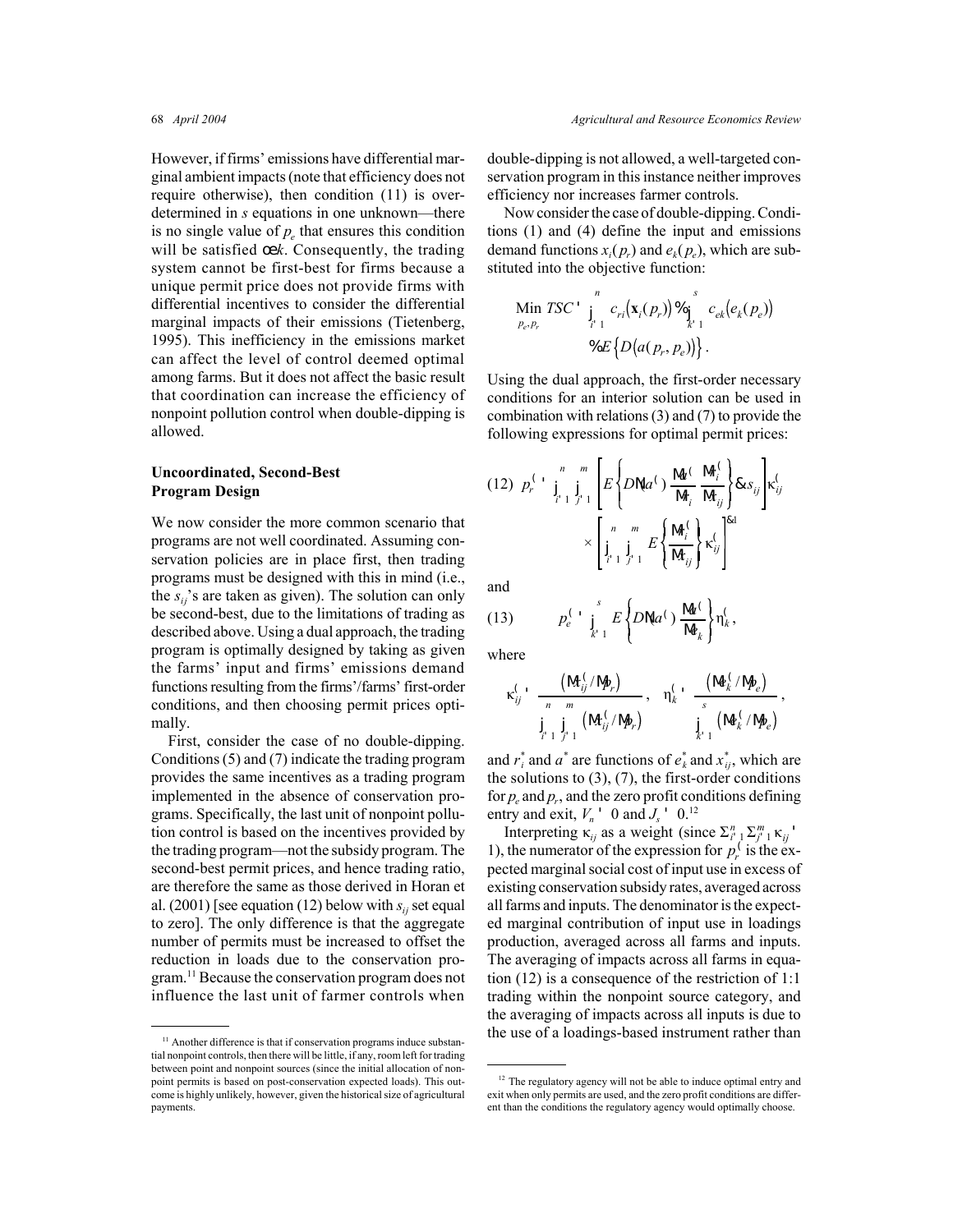However, if firms' emissions have differential marginal ambient impacts (note that efficiency does not require otherwise), then condition (11) is overdetermined in $s$ equations in one unknown—there is no single value of $p_e$ that ensures this condition will be satisfied $\forall k$. Consequently, the trading system cannot be first-best for firms because a unique permit price does not provide firms with differential incentives to consider the differential marginal impacts of their emissions (Tietenberg, 1995). This inefficiency in the emissions market can affect the level of control deemed optimal among farms. But it does not affect the basic result that coordination can increase the efficiency of nonpoint pollution control when double-dipping is allowed.

## Uncoordinated, Second-Best Program Design

We now consider the more common scenario that programs are not well coordinated. Assuming conservation policies are in place first, then trading programs must be designed with this in mind (i.e., the $s_{ij}$'s are taken as given). The solution can only be second-best, due to the limitations of trading as described above. Using a dual approach, the trading program is optimally designed by taking as given the farms' input and firms' emissions demand functions resulting from the firms'/farms' first-order conditions, and then choosing permit prices optimally.

First, consider the case of no double-dipping. Conditions (5) and (7) indicate the trading program provides the same incentives as a trading program implemented in the absence of conservation programs. Specifically, the last unit of nonpoint pollution control is based on the incentives provided by the trading program—not the subsidy program. The second-best permit prices, and hence trading ratio, are therefore the same as those derived in Horan et al. (2001) [see equation (12) below with $s_{ij}$ set equal to zero]. The only difference is that the aggregate number of permits must be increased to offset the reduction in loads due to the conservation program.[11] Because the conservation program does not influence the last unit of farmer controls when double-dipping is not allowed, a well-targeted conservation program in this instance neither improves efficiency nor increases farmer controls.

Now consider the case of double-dipping. Conditions (1) and (4) define the input and emissions demand functions $x_i(p_r)$ and $e_k(p_e)$, which are substituted into the objective function:

$$\underset{p_e, p_r}{\text{Min}}\ TSC = \sum_{i=1}^{n} c_{ri}\big(\mathbf{x}_i(p_r)\big) + \sum_{k=1}^{s} c_{ek}\big(e_k(p_e)\big) + E\big\{D\big(a(p_r, p_e)\big)\big\}.$$

Using the dual approach, the first-order necessary conditions for an interior solution can be used in combination with relations (3) and (7) to provide the following expressions for optimal permit prices:

$$(12)\quad p_r^* = \sum_{i=1}^{n}\sum_{j=1}^{m}\left[E\left\{D'(a^*)\frac{\partial a^*}{\partial r_i}\frac{\partial r_i^*}{\partial x_{ij}}\right\} - s_{ij}\right]\kappa_{ij}^* \times \left[\sum_{i=1}^{n}\sum_{j=1}^{m}E\left\{\frac{\partial r_i^*}{\partial x_{ij}}\right\}\kappa_{ij}^*\right]^{-1}$$

and

$$(13)\qquad p_e^* = \sum_{k=1}^{s}E\left\{D'(a^*)\frac{\partial a^*}{\partial e_k}\right\}\eta_k^*,$$

where

$$\kappa_{ij}^* = \frac{\left(\partial x_{ij}^*/\partial p_r\right)}{\sum_{i=1}^{n}\sum_{j=1}^{m}\left(\partial x_{ij}^*/\partial p_r\right)},\quad \eta_k^* = \frac{\left(\partial e_k^*/\partial p_e\right)}{\sum_{k=1}^{s}\left(\partial e_k^*/\partial p_e\right)},$$

and $r_i^*$ and $a^*$ are functions of $e_k^*$ and $x_{ij}^*$, which are the solutions to (3), (7), the first-order conditions for $p_e$ and $p_r$, and the zero profit conditions defining entry and exit, $V_n = 0$ and $J_s = 0$.[12]

Interpreting $\kappa_{ij}$ as a weight (since $\Sigma_{i=1}^{n}\Sigma_{j=1}^{m}\kappa_{ij} = 1$), the numerator of the expression for $p_r^*$ is the expected marginal social cost of input use in excess of existing conservation subsidy rates, averaged across all farms and inputs. The denominator is the expected marginal contribution of input use in loadings production, averaged across all farms and inputs. The averaging of impacts across all farms in equation (12) is a consequence of the restriction of 1:1 trading within the nonpoint source category, and the averaging of impacts across all inputs is due to the use of a loadings-based instrument rather than

[11] Another difference is that if conservation programs induce substantial nonpoint controls, then there will be little, if any, room left for trading between point and nonpoint sources (since the initial allocation of nonpoint permits is based on post-conservation expected loads). This outcome is highly unlikely, however, given the historical size of agricultural payments.

[12] The regulatory agency will not be able to induce optimal entry and exit when only permits are used, and the zero profit conditions are different than the conditions the regulatory agency would optimally choose.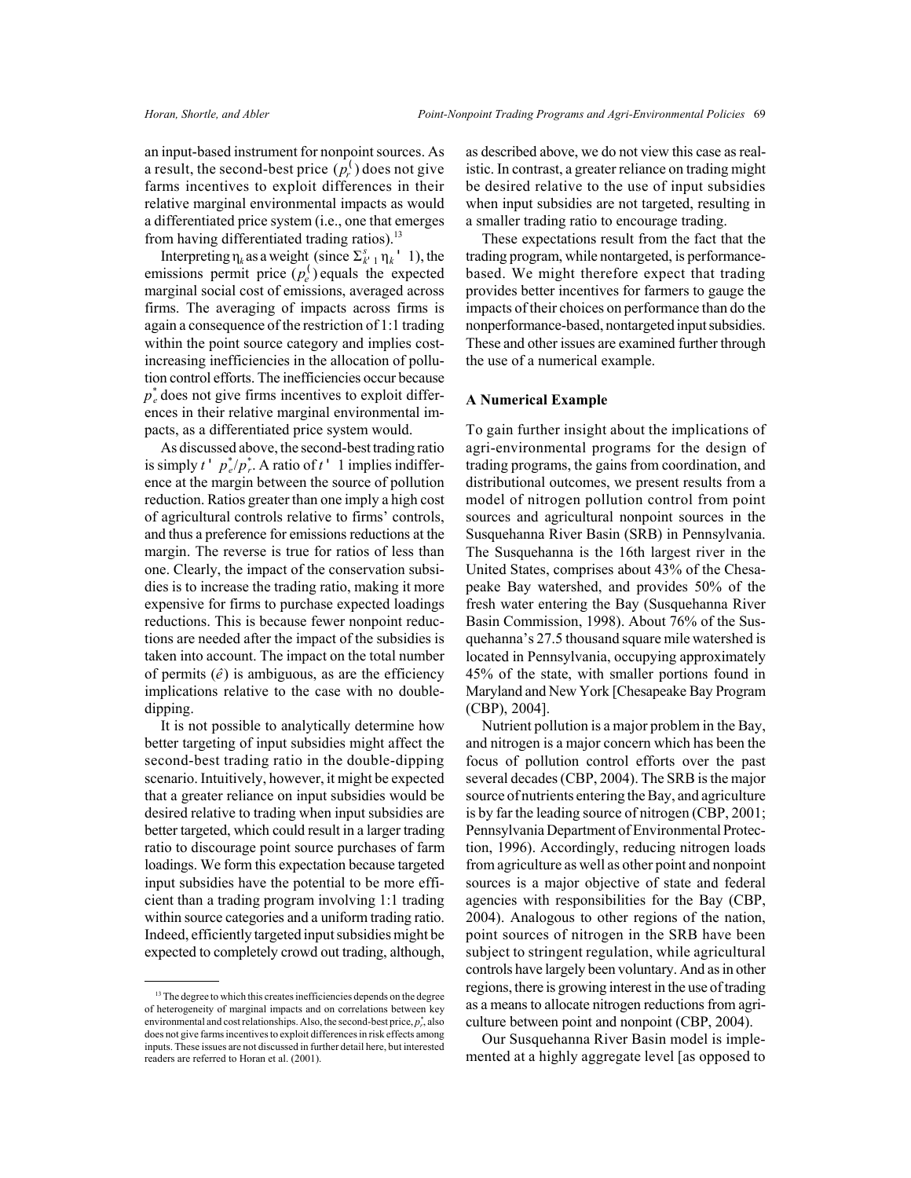an input-based instrument for nonpoint sources. As a result, the second-best price ($p_r^*$) does not give farms incentives to exploit differences in their relative marginal environmental impacts as would a differentiated price system (i.e., one that emerges from having differentiated trading ratios).[13]

Interpreting $\eta_k$ as a weight (since $\Sigma_{k=1}^{s} \eta_k = 1$), the emissions permit price ($p_e^*$) equals the expected marginal social cost of emissions, averaged across firms. The averaging of impacts across firms is again a consequence of the restriction of 1:1 trading within the point source category and implies cost-increasing inefficiencies in the allocation of pollution control efforts. The inefficiencies occur because $p_e^*$ does not give firms incentives to exploit differences in their relative marginal environmental impacts, as a differentiated price system would.

As discussed above, the second-best trading ratio is simply $t = p_e^*/p_r^*$. A ratio of $t = 1$ implies indifference at the margin between the source of pollution reduction. Ratios greater than one imply a high cost of agricultural controls relative to firms' controls, and thus a preference for emissions reductions at the margin. The reverse is true for ratios of less than one. Clearly, the impact of the conservation subsidies is to increase the trading ratio, making it more expensive for firms to purchase expected loadings reductions. This is because fewer nonpoint reductions are needed after the impact of the subsidies is taken into account. The impact on the total number of permits ($\hat{e}$) is ambiguous, as are the efficiency implications relative to the case with no double-dipping.

It is not possible to analytically determine how better targeting of input subsidies might affect the second-best trading ratio in the double-dipping scenario. Intuitively, however, it might be expected that a greater reliance on input subsidies would be desired relative to trading when input subsidies are better targeted, which could result in a larger trading ratio to discourage point source purchases of farm loadings. We form this expectation because targeted input subsidies have the potential to be more efficient than a trading program involving 1:1 trading within source categories and a uniform trading ratio. Indeed, efficiently targeted input subsidies might be expected to completely crowd out trading, although, as described above, we do not view this case as realistic. In contrast, a greater reliance on trading might be desired relative to the use of input subsidies when input subsidies are not targeted, resulting in a smaller trading ratio to encourage trading.

These expectations result from the fact that the trading program, while nontargeted, is performance-based. We might therefore expect that trading provides better incentives for farmers to gauge the impacts of their choices on performance than do the nonperformance-based, nontargeted input subsidies. These and other issues are examined further through the use of a numerical example.

## A Numerical Example

To gain further insight about the implications of agri-environmental programs for the design of trading programs, the gains from coordination, and distributional outcomes, we present results from a model of nitrogen pollution control from point sources and agricultural nonpoint sources in the Susquehanna River Basin (SRB) in Pennsylvania. The Susquehanna is the 16th largest river in the United States, comprises about 43% of the Chesapeake Bay watershed, and provides 50% of the fresh water entering the Bay (Susquehanna River Basin Commission, 1998). About 76% of the Susquehanna's 27.5 thousand square mile watershed is located in Pennsylvania, occupying approximately 45% of the state, with smaller portions found in Maryland and New York [Chesapeake Bay Program (CBP), 2004].

Nutrient pollution is a major problem in the Bay, and nitrogen is a major concern which has been the focus of pollution control efforts over the past several decades (CBP, 2004). The SRB is the major source of nutrients entering the Bay, and agriculture is by far the leading source of nitrogen (CBP, 2001; Pennsylvania Department of Environmental Protection, 1996). Accordingly, reducing nitrogen loads from agriculture as well as other point and nonpoint sources is a major objective of state and federal agencies with responsibilities for the Bay (CBP, 2004). Analogous to other regions of the nation, point sources of nitrogen in the SRB have been subject to stringent regulation, while agricultural controls have largely been voluntary. And as in other regions, there is growing interest in the use of trading as a means to allocate nitrogen reductions from agriculture between point and nonpoint (CBP, 2004).

Our Susquehanna River Basin model is implemented at a highly aggregate level [as opposed to

---

[13] The degree to which this creates inefficiencies depends on the degree of heterogeneity of marginal impacts and on correlations between key environmental and cost relationships. Also, the second-best price, $p_r^*$, also does not give farms incentives to exploit differences in risk effects among inputs. These issues are not discussed in further detail here, but interested readers are referred to Horan et al. (2001).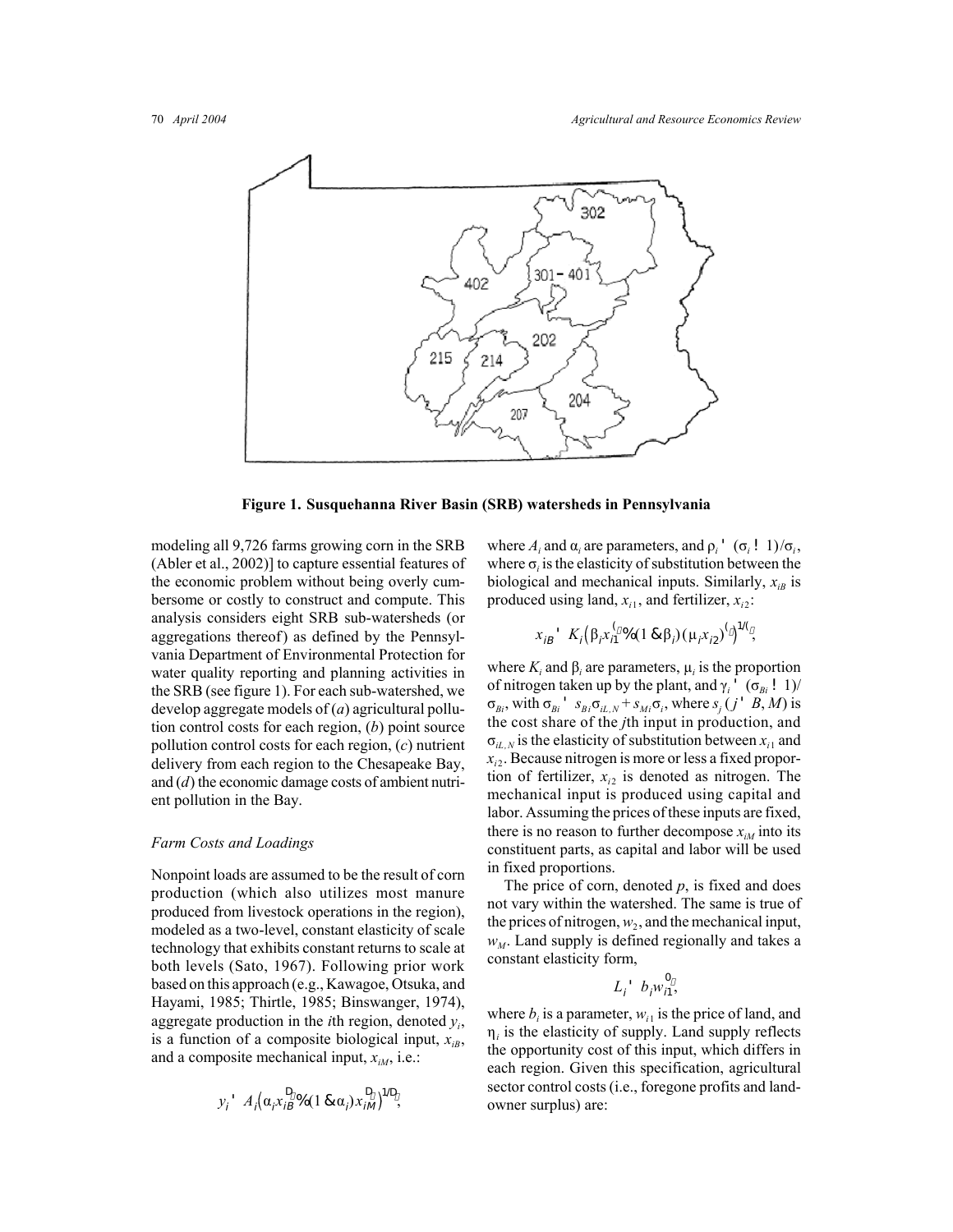**Figure 1. Susquehanna River Basin (SRB) watersheds in Pennsylvania**

modeling all 9,726 farms growing corn in the SRB (Abler et al., 2002)] to capture essential features of the economic problem without being overly cumbersome or costly to construct and compute. This analysis considers eight SRB sub-watersheds (or aggregations thereof) as defined by the Pennsylvania Department of Environmental Protection for water quality reporting and planning activities in the SRB (see figure 1). For each sub-watershed, we develop aggregate models of (*a*) agricultural pollution control costs for each region, (*b*) point source pollution control costs for each region, (*c*) nutrient delivery from each region to the Chesapeake Bay, and (*d*) the economic damage costs of ambient nutrient pollution in the Bay.

### *Farm Costs and Loadings*

Nonpoint loads are assumed to be the result of corn production (which also utilizes most manure produced from livestock operations in the region), modeled as a two-level, constant elasticity of scale technology that exhibits constant returns to scale at both levels (Sato, 1967). Following prior work based on this approach (e.g., Kawagoe, Otsuka, and Hayami, 1985; Thirtle, 1985; Binswanger, 1974), aggregate production in the *i*th region, denoted $y_i$, is a function of a composite biological input, $x_{iB}$, and a composite mechanical input, $x_{iM}$, i.e.:

$$y_i = A_i\left(\alpha_i x_{iB}^{\rho_i} + (1 - \alpha_i) x_{iM}^{\rho_i}\right)^{1/\rho_i},$$

where $A_i$ and $\alpha_i$ are parameters, and $\rho_i = (\sigma_i - 1)/\sigma_i$, where $\sigma_i$ is the elasticity of substitution between the biological and mechanical inputs. Similarly, $x_{iB}$ is produced using land, $x_{i1}$, and fertilizer, $x_{i2}$:

$$x_{iB} = K_i\left(\beta_i x_{i1}^{\gamma_i} + (1 - \beta_i)(\mu_i x_{i2})^{\gamma_i}\right)^{1/\gamma_i},$$

where $K_i$ and $\beta_i$ are parameters, $\mu_i$ is the proportion of nitrogen taken up by the plant, and $\gamma_i = (\sigma_{Bi} - 1)/\sigma_{Bi}$, with $\sigma_{Bi} = s_{Bi}\sigma_{iL,N} + s_{Mi}\sigma_i$, where $s_j$ ($j = B, M$) is the cost share of the *j*th input in production, and $\sigma_{iL,N}$ is the elasticity of substitution between $x_{i1}$ and $x_{i2}$. Because nitrogen is more or less a fixed proportion of fertilizer, $x_{i2}$ is denoted as nitrogen. The mechanical input is produced using capital and labor. Assuming the prices of these inputs are fixed, there is no reason to further decompose $x_{iM}$ into its constituent parts, as capital and labor will be used in fixed proportions.

The price of corn, denoted $p$, is fixed and does not vary within the watershed. The same is true of the prices of nitrogen, $w_2$, and the mechanical input, $w_M$. Land supply is defined regionally and takes a constant elasticity form,

$$L_i = b_i w_{i1}^{\eta_i},$$

where $b_i$ is a parameter, $w_{i1}$ is the price of land, and $\eta_i$ is the elasticity of supply. Land supply reflects the opportunity cost of this input, which differs in each region. Given this specification, agricultural sector control costs (i.e., foregone profits and landowner surplus) are: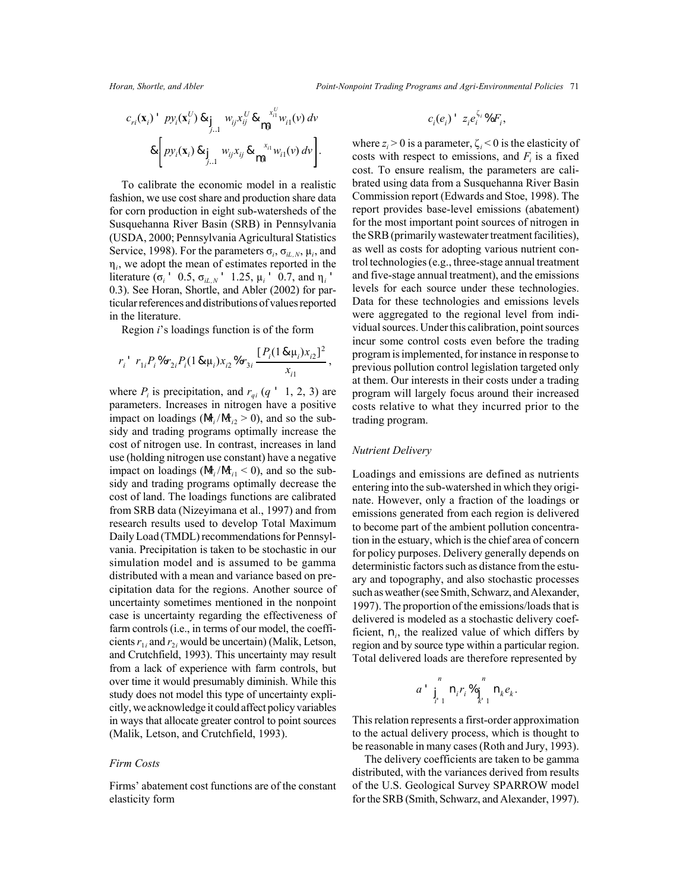$$c_{ri}(\mathbf{x}_i) = py_i(\mathbf{x}_i^U) - \sum_{j=1} w_{ij}x_{ij}^U - \int_0^{x_{i1}^U} w_{i1}(v)\,dv$$
$$- \left[ py_i(\mathbf{x}_i) - \sum_{j=1} w_{ij}x_{ij} - \int_0^{x_{i1}} w_{i1}(v)\,dv \right].$$

To calibrate the economic model in a realistic fashion, we use cost share and production share data for corn production in eight sub-watersheds of the Susquehanna River Basin (SRB) in Pennsylvania (USDA, 2000; Pennsylvania Agricultural Statistics Service, 1998). For the parameters $\sigma_i$, $\sigma_{iL,N}$, $\mu_i$, and $\eta_i$, we adopt the mean of estimates reported in the literature ($\sigma_i = 0.5$, $\sigma_{iL,N} = 1.25$, $\mu_i = 0.7$, and $\eta_i = 0.3$). See Horan, Shortle, and Abler (2002) for particular references and distributions of values reported in the literature.

Region $i$'s loadings function is of the form

$$r_i = r_{1i}P_i + r_{2i}P_i(1 - \mu_i)x_{i2} + r_{3i}\frac{[P_i(1 - \mu_i)x_{i2}]^2}{x_{i1}},$$

where $P_i$ is precipitation, and $r_{qi}$ ($q = 1, 2, 3$) are parameters. Increases in nitrogen have a positive impact on loadings ($\partial r_i / \partial x_{i2} > 0$), and so the subsidy and trading programs optimally increase the cost of nitrogen use. In contrast, increases in land use (holding nitrogen use constant) have a negative impact on loadings ($\partial r_i / \partial x_{i1} < 0$), and so the subsidy and trading programs optimally decrease the cost of land. The loadings functions are calibrated from SRB data (Nizeyimana et al., 1997) and from research results used to develop Total Maximum Daily Load (TMDL) recommendations for Pennsylvania. Precipitation is taken to be stochastic in our simulation model and is assumed to be gamma distributed with a mean and variance based on precipitation data for the regions. Another source of uncertainty sometimes mentioned in the nonpoint case is uncertainty regarding the effectiveness of farm controls (i.e., in terms of our model, the coefficients $r_{1i}$ and $r_{2i}$ would be uncertain) (Malik, Letson, and Crutchfield, 1993). This uncertainty may result from a lack of experience with farm controls, but over time it would presumably diminish. While this study does not model this type of uncertainty explicitly, we acknowledge it could affect policy variables in ways that allocate greater control to point sources (Malik, Letson, and Crutchfield, 1993).

### *Firm Costs*

Firms' abatement cost functions are of the constant elasticity form

$$c_i(e_i) = z_i e_i^{\zeta_i} + F_i,$$

where $z_i > 0$ is a parameter, $\zeta_i < 0$ is the elasticity of costs with respect to emissions, and $F_i$ is a fixed cost. To ensure realism, the parameters are calibrated using data from a Susquehanna River Basin Commission report (Edwards and Stoe, 1998). The report provides base-level emissions (abatement) for the most important point sources of nitrogen in the SRB (primarily wastewater treatment facilities), as well as costs for adopting various nutrient control technologies (e.g., three-stage annual treatment and five-stage annual treatment), and the emissions levels for each source under these technologies. Data for these technologies and emissions levels were aggregated to the regional level from individual sources. Under this calibration, point sources incur some control costs even before the trading program is implemented, for instance in response to previous pollution control legislation targeted only at them. Our interests in their costs under a trading program will largely focus around their increased costs relative to what they incurred prior to the trading program.

### *Nutrient Delivery*

Loadings and emissions are defined as nutrients entering into the sub-watershed in which they originate. However, only a fraction of the loadings or emissions generated from each region is delivered to become part of the ambient pollution concentration in the estuary, which is the chief area of concern for policy purposes. Delivery generally depends on deterministic factors such as distance from the estuary and topography, and also stochastic processes such as weather (see Smith, Schwarz, and Alexander, 1997). The proportion of the emissions/loads that is delivered is modeled as a stochastic delivery coefficient, $\eta_i$, the realized value of which differs by region and by source type within a particular region. Total delivered loads are therefore represented by

$$a = \sum_{i=1}^{n} \eta_i r_i + \sum_{k=1}^{n} \eta_k e_k.$$

This relation represents a first-order approximation to the actual delivery process, which is thought to be reasonable in many cases (Roth and Jury, 1993).

The delivery coefficients are taken to be gamma distributed, with the variances derived from results of the U.S. Geological Survey SPARROW model for the SRB (Smith, Schwarz, and Alexander, 1997).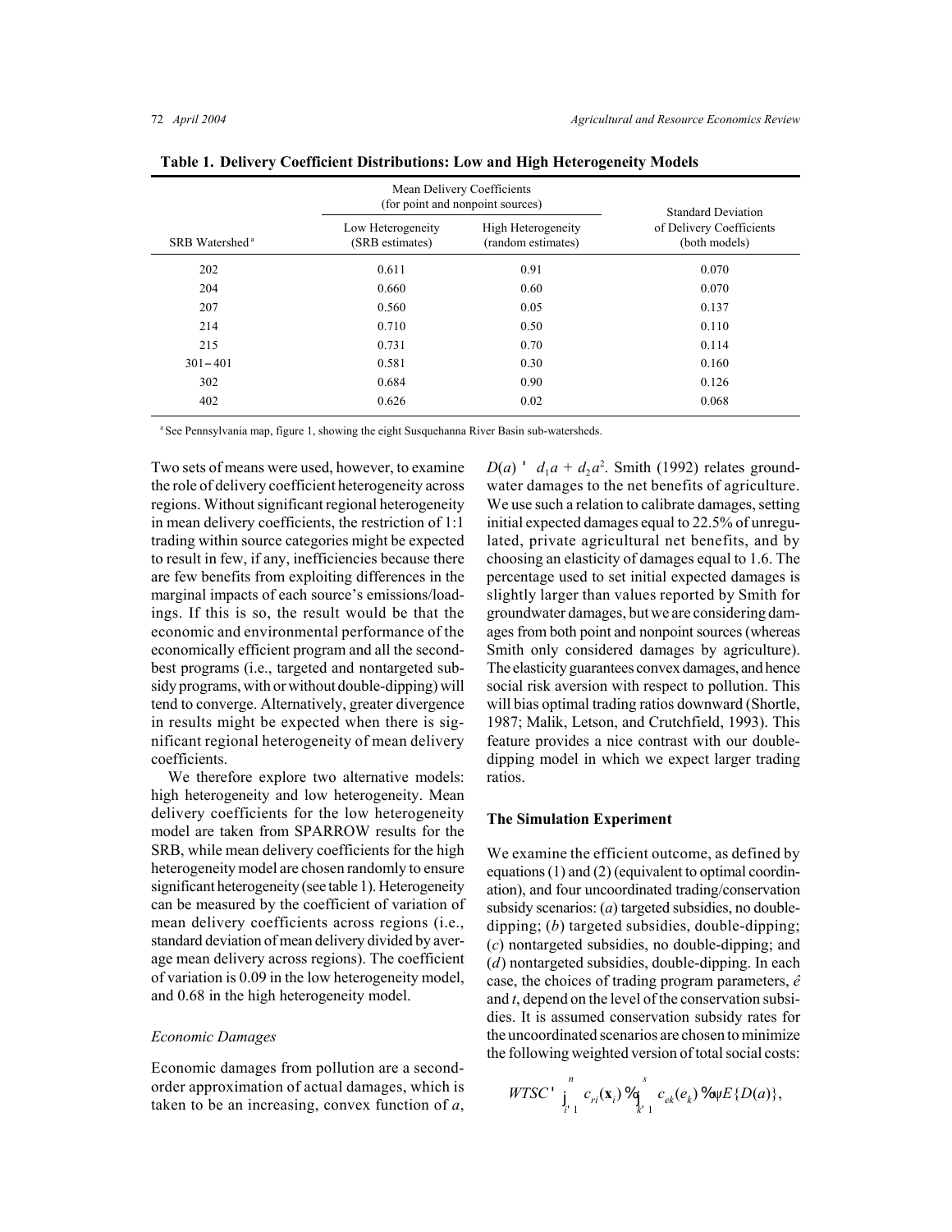**Table 1. Delivery Coefficient Distributions: Low and High Heterogeneity Models**

| SRB Watershed[a] | Mean Delivery Coefficients (for point and nonpoint sources) | | Standard Deviation of Delivery Coefficients (both models) |
|---|---|---|---|
| | Low Heterogeneity (SRB estimates) | High Heterogeneity (random estimates) | |
| 202 | 0.611 | 0.91 | 0.070 |
| 204 | 0.660 | 0.60 | 0.070 |
| 207 | 0.560 | 0.05 | 0.137 |
| 214 | 0.710 | 0.50 | 0.110 |
| 215 | 0.731 | 0.70 | 0.114 |
| 301 – 401 | 0.581 | 0.30 | 0.160 |
| 302 | 0.684 | 0.90 | 0.126 |
| 402 | 0.626 | 0.02 | 0.068 |

[a] See Pennsylvania map, figure 1, showing the eight Susquehanna River Basin sub-watersheds.

Two sets of means were used, however, to examine the role of delivery coefficient heterogeneity across regions. Without significant regional heterogeneity in mean delivery coefficients, the restriction of 1:1 trading within source categories might be expected to result in few, if any, inefficiencies because there are few benefits from exploiting differences in the marginal impacts of each source's emissions/loadings. If this is so, the result would be that the economic and environmental performance of the economically efficient program and all the second-best programs (i.e., targeted and nontargeted subsidy programs, with or without double-dipping) will tend to converge. Alternatively, greater divergence in results might be expected when there is significant regional heterogeneity of mean delivery coefficients.

We therefore explore two alternative models: high heterogeneity and low heterogeneity. Mean delivery coefficients for the low heterogeneity model are taken from SPARROW results for the SRB, while mean delivery coefficients for the high heterogeneity model are chosen randomly to ensure significant heterogeneity (see table 1). Heterogeneity can be measured by the coefficient of variation of mean delivery coefficients across regions (i.e., standard deviation of mean delivery divided by average mean delivery across regions). The coefficient of variation is 0.09 in the low heterogeneity model, and 0.68 in the high heterogeneity model.

### *Economic Damages*

Economic damages from pollution are a second-order approximation of actual damages, which is taken to be an increasing, convex function of $a$, $D(a) = d_1 a + d_2 a^2$. Smith (1992) relates groundwater damages to the net benefits of agriculture. We use such a relation to calibrate damages, setting initial expected damages equal to 22.5% of unregulated, private agricultural net benefits, and by choosing an elasticity of damages equal to 1.6. The percentage used to set initial expected damages is slightly larger than values reported by Smith for groundwater damages, but we are considering damages from both point and nonpoint sources (whereas Smith only considered damages by agriculture). The elasticity guarantees convex damages, and hence social risk aversion with respect to pollution. This will bias optimal trading ratios downward (Shortle, 1987; Malik, Letson, and Crutchfield, 1993). This feature provides a nice contrast with our double-dipping model in which we expect larger trading ratios.

### The Simulation Experiment

We examine the efficient outcome, as defined by equations (1) and (2) (equivalent to optimal coordination), and four uncoordinated trading/conservation subsidy scenarios: (*a*) targeted subsidies, no double-dipping; (*b*) targeted subsidies, double-dipping; (*c*) nontargeted subsidies, no double-dipping; and (*d*) nontargeted subsidies, double-dipping. In each case, the choices of trading program parameters, $\hat{e}$ and $t$, depend on the level of the conservation subsidies. It is assumed conservation subsidy rates for the uncoordinated scenarios are chosen to minimize the following weighted version of total social costs:

$$WTSC = \sum_{i=1}^{n} c_{ri}(\mathbf{x}_i) + \sum_{k=1}^{s} c_{ek}(e_k) + \psi E\{D(a)\},$$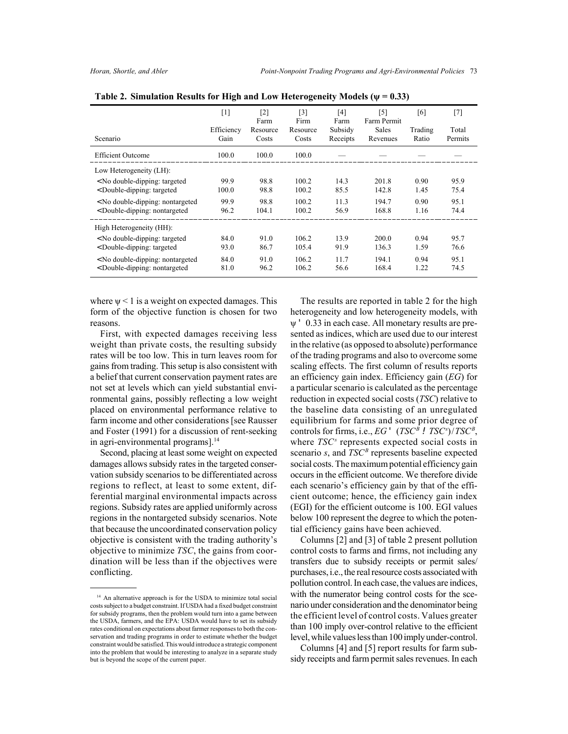**Table 2. Simulation Results for High and Low Heterogeneity Models (ψ = 0.33)**

| Scenario | [1] Efficiency Gain | [2] Farm Resource Costs | [3] Firm Resource Costs | [4] Farm Subsidy Receipts | [5] Farm Permit Sales Revenues | [6] Trading Ratio | [7] Total Permits |
|---|---|---|---|---|---|---|---|
| Efficient Outcome | 100.0 | 100.0 | 100.0 | — | — | — | — |
| Low Heterogeneity (LH): | | | | | | | |
| • No double-dipping: targeted | 99.9 | 98.8 | 100.2 | 14.3 | 201.8 | 0.90 | 95.9 |
| • Double-dipping: targeted | 100.0 | 98.8 | 100.2 | 85.5 | 142.8 | 1.45 | 75.4 |
| • No double-dipping: nontargeted | 99.9 | 98.8 | 100.2 | 11.3 | 194.7 | 0.90 | 95.1 |
| • Double-dipping: nontargeted | 96.2 | 104.1 | 100.2 | 56.9 | 168.8 | 1.16 | 74.4 |
| High Heterogeneity (HH): | | | | | | | |
| • No double-dipping: targeted | 84.0 | 91.0 | 106.2 | 13.9 | 200.0 | 0.94 | 95.7 |
| • Double-dipping: targeted | 93.0 | 86.7 | 105.4 | 91.9 | 136.3 | 1.59 | 76.6 |
| • No double-dipping: nontargeted | 84.0 | 91.0 | 106.2 | 11.7 | 194.1 | 0.94 | 95.1 |
| • Double-dipping: nontargeted | 81.0 | 96.2 | 106.2 | 56.6 | 168.4 | 1.22 | 74.5 |

where $\psi < 1$ is a weight on expected damages. This form of the objective function is chosen for two reasons.

First, with expected damages receiving less weight than private costs, the resulting subsidy rates will be too low. This in turn leaves room for gains from trading. This setup is also consistent with a belief that current conservation payment rates are not set at levels which can yield substantial environmental gains, possibly reflecting a low weight placed on environmental performance relative to farm income and other considerations [see Rausser and Foster (1991) for a discussion of rent-seeking in agri-environmental programs].[14]

Second, placing at least some weight on expected damages allows subsidy rates in the targeted conservation subsidy scenarios to be differentiated across regions to reflect, at least to some extent, differential marginal environmental impacts across regions. Subsidy rates are applied uniformly across regions in the nontargeted subsidy scenarios. Note that because the uncoordinated conservation policy objective is consistent with the trading authority's objective to minimize *TSC*, the gains from coordination will be less than if the objectives were conflicting.

The results are reported in table 2 for the high heterogeneity and low heterogeneity models, with $\psi = 0.33$ in each case. All monetary results are presented as indices, which are used due to our interest in the relative (as opposed to absolute) performance of the trading programs and also to overcome some scaling effects. The first column of results reports an efficiency gain index. Efficiency gain (*EG*) for a particular scenario is calculated as the percentage reduction in expected social costs (*TSC*) relative to the baseline data consisting of an unregulated equilibrium for farms and some prior degree of controls for firms, i.e., $EG = (TSC^B - TSC^s)/TSC^B$, where $TSC^s$ represents expected social costs in scenario *s*, and $TSC^B$ represents baseline expected social costs. The maximum potential efficiency gain occurs in the efficient outcome. We therefore divide each scenario's efficiency gain by that of the efficient outcome; hence, the efficiency gain index (EGI) for the efficient outcome is 100. EGI values below 100 represent the degree to which the potential efficiency gains have been achieved.

Columns [2] and [3] of table 2 present pollution control costs to farms and firms, not including any transfers due to subsidy receipts or permit sales/purchases, i.e., the real resource costs associated with pollution control. In each case, the values are indices, with the numerator being control costs for the scenario under consideration and the denominator being the efficient level of control costs. Values greater than 100 imply over-control relative to the efficient level, while values less than 100 imply under-control.

Columns [4] and [5] report results for farm subsidy receipts and farm permit sales revenues. In each

[14] An alternative approach is for the USDA to minimize total social costs subject to a budget constraint. If USDA had a fixed budget constraint for subsidy programs, then the problem would turn into a game between the USDA, farmers, and the EPA: USDA would have to set its subsidy rates conditional on expectations about farmer responses to both the conservation and trading programs in order to estimate whether the budget constraint would be satisfied. This would introduce a strategic component into the problem that would be interesting to analyze in a separate study but is beyond the scope of the current paper.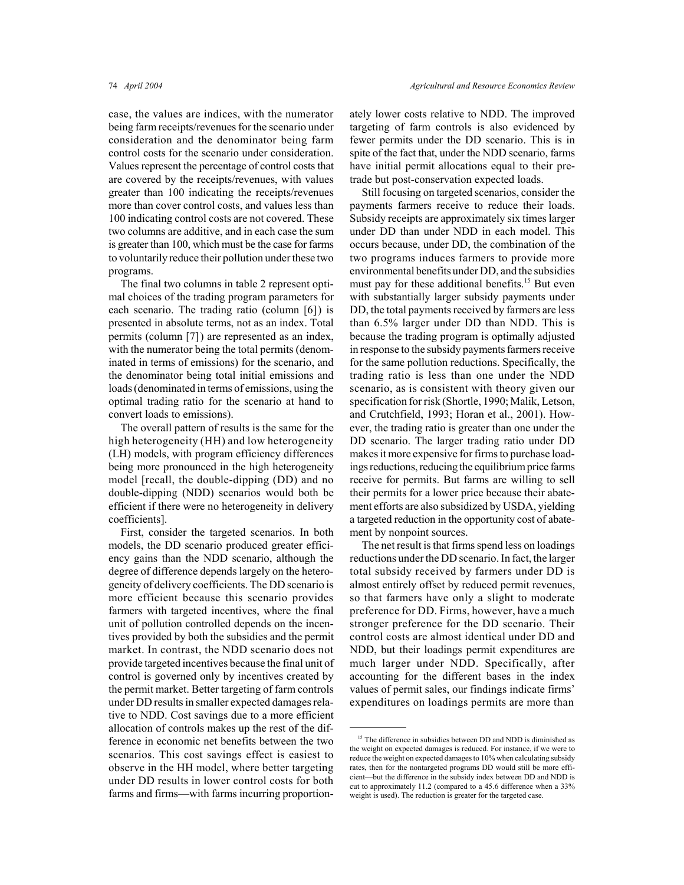case, the values are indices, with the numerator being farm receipts/revenues for the scenario under consideration and the denominator being farm control costs for the scenario under consideration. Values represent the percentage of control costs that are covered by the receipts/revenues, with values greater than 100 indicating the receipts/revenues more than cover control costs, and values less than 100 indicating control costs are not covered. These two columns are additive, and in each case the sum is greater than 100, which must be the case for farms to voluntarily reduce their pollution under these two programs.

The final two columns in table 2 represent optimal choices of the trading program parameters for each scenario. The trading ratio (column [6]) is presented in absolute terms, not as an index. Total permits (column [7]) are represented as an index, with the numerator being the total permits (denominated in terms of emissions) for the scenario, and the denominator being total initial emissions and loads (denominated in terms of emissions, using the optimal trading ratio for the scenario at hand to convert loads to emissions).

The overall pattern of results is the same for the high heterogeneity (HH) and low heterogeneity (LH) models, with program efficiency differences being more pronounced in the high heterogeneity model [recall, the double-dipping (DD) and no double-dipping (NDD) scenarios would both be efficient if there were no heterogeneity in delivery coefficients].

First, consider the targeted scenarios. In both models, the DD scenario produced greater efficiency gains than the NDD scenario, although the degree of difference depends largely on the heterogeneity of delivery coefficients. The DD scenario is more efficient because this scenario provides farmers with targeted incentives, where the final unit of pollution controlled depends on the incentives provided by both the subsidies and the permit market. In contrast, the NDD scenario does not provide targeted incentives because the final unit of control is governed only by incentives created by the permit market. Better targeting of farm controls under DD results in smaller expected damages relative to NDD. Cost savings due to a more efficient allocation of controls makes up the rest of the difference in economic net benefits between the two scenarios. This cost savings effect is easiest to observe in the HH model, where better targeting under DD results in lower control costs for both farms and firms—with farms incurring proportionately lower costs relative to NDD. The improved targeting of farm controls is also evidenced by fewer permits under the DD scenario. This is in spite of the fact that, under the NDD scenario, farms have initial permit allocations equal to their pretrade but post-conservation expected loads.

Still focusing on targeted scenarios, consider the payments farmers receive to reduce their loads. Subsidy receipts are approximately six times larger under DD than under NDD in each model. This occurs because, under DD, the combination of the two programs induces farmers to provide more environmental benefits under DD, and the subsidies must pay for these additional benefits.[15] But even with substantially larger subsidy payments under DD, the total payments received by farmers are less than 6.5% larger under DD than NDD. This is because the trading program is optimally adjusted in response to the subsidy payments farmers receive for the same pollution reductions. Specifically, the trading ratio is less than one under the NDD scenario, as is consistent with theory given our specification for risk (Shortle, 1990; Malik, Letson, and Crutchfield, 1993; Horan et al., 2001). However, the trading ratio is greater than one under the DD scenario. The larger trading ratio under DD makes it more expensive for firms to purchase loadings reductions, reducing the equilibrium price farms receive for permits. But farms are willing to sell their permits for a lower price because their abatement efforts are also subsidized by USDA, yielding a targeted reduction in the opportunity cost of abatement by nonpoint sources.

The net result is that firms spend less on loadings reductions under the DD scenario. In fact, the larger total subsidy received by farmers under DD is almost entirely offset by reduced permit revenues, so that farmers have only a slight to moderate preference for DD. Firms, however, have a much stronger preference for the DD scenario. Their control costs are almost identical under DD and NDD, but their loadings permit expenditures are much larger under NDD. Specifically, after accounting for the different bases in the index values of permit sales, our findings indicate firms' expenditures on loadings permits are more than

[15] The difference in subsidies between DD and NDD is diminished as the weight on expected damages is reduced. For instance, if we were to reduce the weight on expected damages to 10% when calculating subsidy rates, then for the nontargeted programs DD would still be more efficient—but the difference in the subsidy index between DD and NDD is cut to approximately 11.2 (compared to a 45.6 difference when a 33% weight is used). The reduction is greater for the targeted case.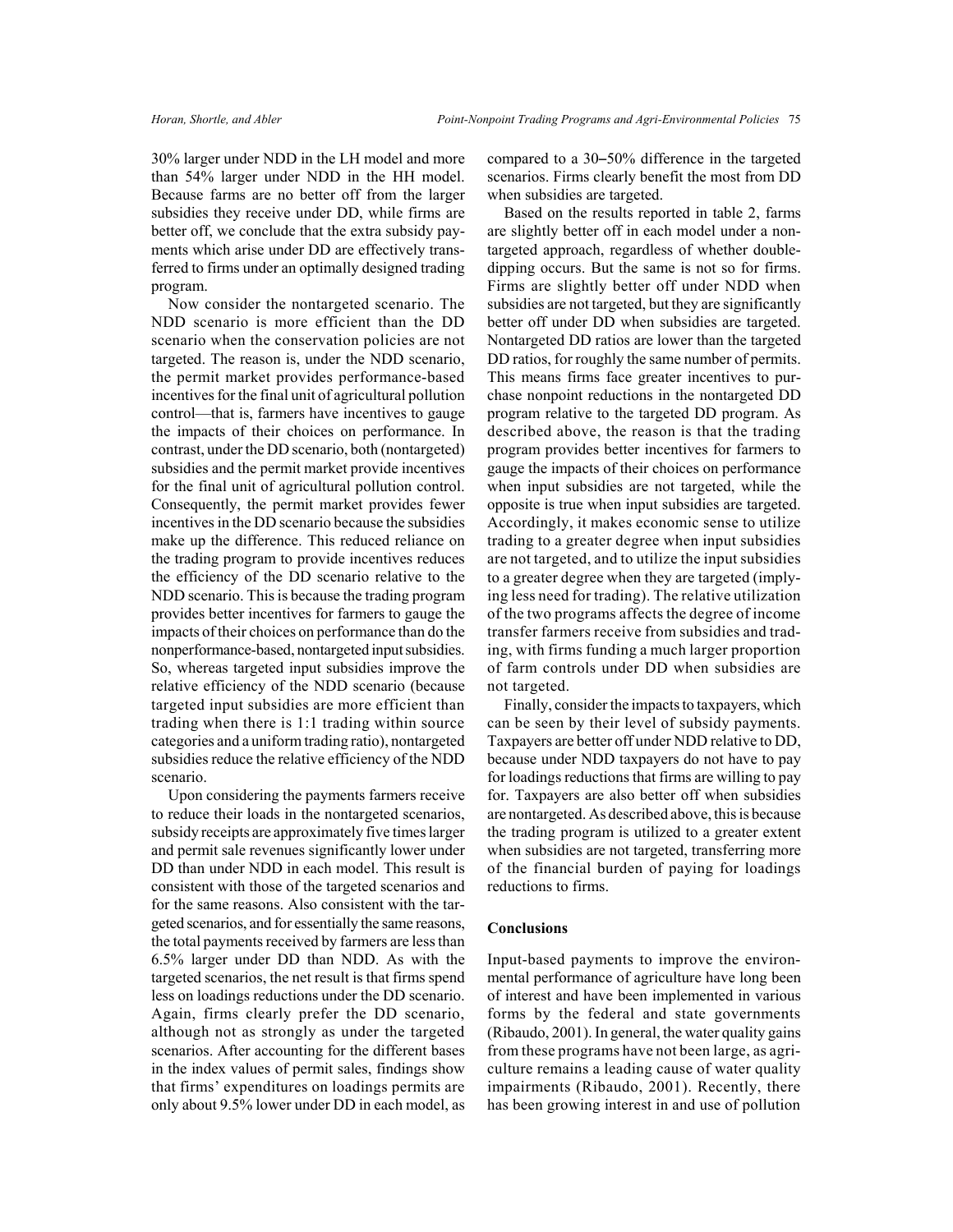30% larger under NDD in the LH model and more than 54% larger under NDD in the HH model. Because farms are no better off from the larger subsidies they receive under DD, while firms are better off, we conclude that the extra subsidy payments which arise under DD are effectively transferred to firms under an optimally designed trading program.

Now consider the nontargeted scenario. The NDD scenario is more efficient than the DD scenario when the conservation policies are not targeted. The reason is, under the NDD scenario, the permit market provides performance-based incentives for the final unit of agricultural pollution control—that is, farmers have incentives to gauge the impacts of their choices on performance. In contrast, under the DD scenario, both (nontargeted) subsidies and the permit market provide incentives for the final unit of agricultural pollution control. Consequently, the permit market provides fewer incentives in the DD scenario because the subsidies make up the difference. This reduced reliance on the trading program to provide incentives reduces the efficiency of the DD scenario relative to the NDD scenario. This is because the trading program provides better incentives for farmers to gauge the impacts of their choices on performance than do the nonperformance-based, nontargeted input subsidies. So, whereas targeted input subsidies improve the relative efficiency of the NDD scenario (because targeted input subsidies are more efficient than trading when there is 1:1 trading within source categories and a uniform trading ratio), nontargeted subsidies reduce the relative efficiency of the NDD scenario.

Upon considering the payments farmers receive to reduce their loads in the nontargeted scenarios, subsidy receipts are approximately five times larger and permit sale revenues significantly lower under DD than under NDD in each model. This result is consistent with those of the targeted scenarios and for the same reasons. Also consistent with the targeted scenarios, and for essentially the same reasons, the total payments received by farmers are less than 6.5% larger under DD than NDD. As with the targeted scenarios, the net result is that firms spend less on loadings reductions under the DD scenario. Again, firms clearly prefer the DD scenario, although not as strongly as under the targeted scenarios. After accounting for the different bases in the index values of permit sales, findings show that firms' expenditures on loadings permits are only about 9.5% lower under DD in each model, as compared to a 30–50% difference in the targeted scenarios. Firms clearly benefit the most from DD when subsidies are targeted.

Based on the results reported in table 2, farms are slightly better off in each model under a nontargeted approach, regardless of whether double-dipping occurs. But the same is not so for firms. Firms are slightly better off under NDD when subsidies are not targeted, but they are significantly better off under DD when subsidies are targeted. Nontargeted DD ratios are lower than the targeted DD ratios, for roughly the same number of permits. This means firms face greater incentives to purchase nonpoint reductions in the nontargeted DD program relative to the targeted DD program. As described above, the reason is that the trading program provides better incentives for farmers to gauge the impacts of their choices on performance when input subsidies are not targeted, while the opposite is true when input subsidies are targeted. Accordingly, it makes economic sense to utilize trading to a greater degree when input subsidies are not targeted, and to utilize the input subsidies to a greater degree when they are targeted (implying less need for trading). The relative utilization of the two programs affects the degree of income transfer farmers receive from subsidies and trading, with firms funding a much larger proportion of farm controls under DD when subsidies are not targeted.

Finally, consider the impacts to taxpayers, which can be seen by their level of subsidy payments. Taxpayers are better off under NDD relative to DD, because under NDD taxpayers do not have to pay for loadings reductions that firms are willing to pay for. Taxpayers are also better off when subsidies are nontargeted. As described above, this is because the trading program is utilized to a greater extent when subsidies are not targeted, transferring more of the financial burden of paying for loadings reductions to firms.

## Conclusions

Input-based payments to improve the environmental performance of agriculture have long been of interest and have been implemented in various forms by the federal and state governments (Ribaudo, 2001). In general, the water quality gains from these programs have not been large, as agriculture remains a leading cause of water quality impairments (Ribaudo, 2001). Recently, there has been growing interest in and use of pollution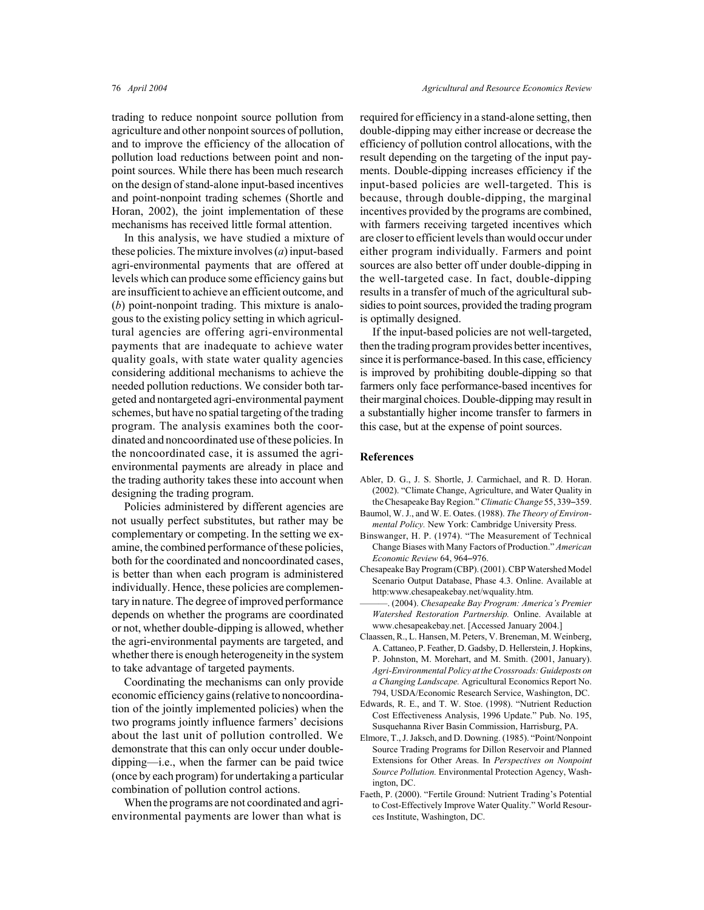trading to reduce nonpoint source pollution from agriculture and other nonpoint sources of pollution, and to improve the efficiency of the allocation of pollution load reductions between point and nonpoint sources. While there has been much research on the design of stand-alone input-based incentives and point-nonpoint trading schemes (Shortle and Horan, 2002), the joint implementation of these mechanisms has received little formal attention.

In this analysis, we have studied a mixture of these policies. The mixture involves (*a*) input-based agri-environmental payments that are offered at levels which can produce some efficiency gains but are insufficient to achieve an efficient outcome, and (*b*) point-nonpoint trading. This mixture is analogous to the existing policy setting in which agricultural agencies are offering agri-environmental payments that are inadequate to achieve water quality goals, with state water quality agencies considering additional mechanisms to achieve the needed pollution reductions. We consider both targeted and nontargeted agri-environmental payment schemes, but have no spatial targeting of the trading program. The analysis examines both the coordinated and noncoordinated use of these policies. In the noncoordinated case, it is assumed the agri-environmental payments are already in place and the trading authority takes these into account when designing the trading program.

Policies administered by different agencies are not usually perfect substitutes, but rather may be complementary or competing. In the setting we examine, the combined performance of these policies, both for the coordinated and noncoordinated cases, is better than when each program is administered individually. Hence, these policies are complementary in nature. The degree of improved performance depends on whether the programs are coordinated or not, whether double-dipping is allowed, whether the agri-environmental payments are targeted, and whether there is enough heterogeneity in the system to take advantage of targeted payments.

Coordinating the mechanisms can only provide economic efficiency gains (relative to noncoordination of the jointly implemented policies) when the two programs jointly influence farmers' decisions about the last unit of pollution controlled. We demonstrate that this can only occur under double-dipping—i.e., when the farmer can be paid twice (once by each program) for undertaking a particular combination of pollution control actions.

When the programs are not coordinated and agri-environmental payments are lower than what is required for efficiency in a stand-alone setting, then double-dipping may either increase or decrease the efficiency of pollution control allocations, with the result depending on the targeting of the input payments. Double-dipping increases efficiency if the input-based policies are well-targeted. This is because, through double-dipping, the marginal incentives provided by the programs are combined, with farmers receiving targeted incentives which are closer to efficient levels than would occur under either program individually. Farmers and point sources are also better off under double-dipping in the well-targeted case. In fact, double-dipping results in a transfer of much of the agricultural subsidies to point sources, provided the trading program is optimally designed.

If the input-based policies are not well-targeted, then the trading program provides better incentives, since it is performance-based. In this case, efficiency is improved by prohibiting double-dipping so that farmers only face performance-based incentives for their marginal choices. Double-dipping may result in a substantially higher income transfer to farmers in this case, but at the expense of point sources.

## References

Abler, D. G., J. S. Shortle, J. Carmichael, and R. D. Horan. (2002). "Climate Change, Agriculture, and Water Quality in the Chesapeake Bay Region." *Climatic Change* 55, 339–359.

Baumol, W. J., and W. E. Oates. (1988). *The Theory of Environmental Policy.* New York: Cambridge University Press.

Binswanger, H. P. (1974). "The Measurement of Technical Change Biases with Many Factors of Production." *American Economic Review* 64, 964–976.

Chesapeake Bay Program (CBP). (2001). CBP Watershed Model Scenario Output Database, Phase 4.3. Online. Available at http:www.chesapeakebay.net/wquality.htm.

———. (2004). *Chesapeake Bay Program: America's Premier Watershed Restoration Partnership.* Online. Available at www.chesapeakebay.net. [Accessed January 2004.]

Claassen, R., L. Hansen, M. Peters, V. Breneman, M. Weinberg, A. Cattaneo, P. Feather, D. Gadsby, D. Hellerstein, J. Hopkins, P. Johnston, M. Morehart, and M. Smith. (2001, January). *Agri-Environmental Policy at the Crossroads: Guideposts on a Changing Landscape.* Agricultural Economics Report No. 794, USDA/Economic Research Service, Washington, DC.

Edwards, R. E., and T. W. Stoe. (1998). "Nutrient Reduction Cost Effectiveness Analysis, 1996 Update." Pub. No. 195, Susquehanna River Basin Commission, Harrisburg, PA.

Elmore, T., J. Jaksch, and D. Downing. (1985). "Point/Nonpoint Source Trading Programs for Dillon Reservoir and Planned Extensions for Other Areas. In *Perspectives on Nonpoint Source Pollution.* Environmental Protection Agency, Washington, DC.

Faeth, P. (2000). "Fertile Ground: Nutrient Trading's Potential to Cost-Effectively Improve Water Quality." World Resources Institute, Washington, DC.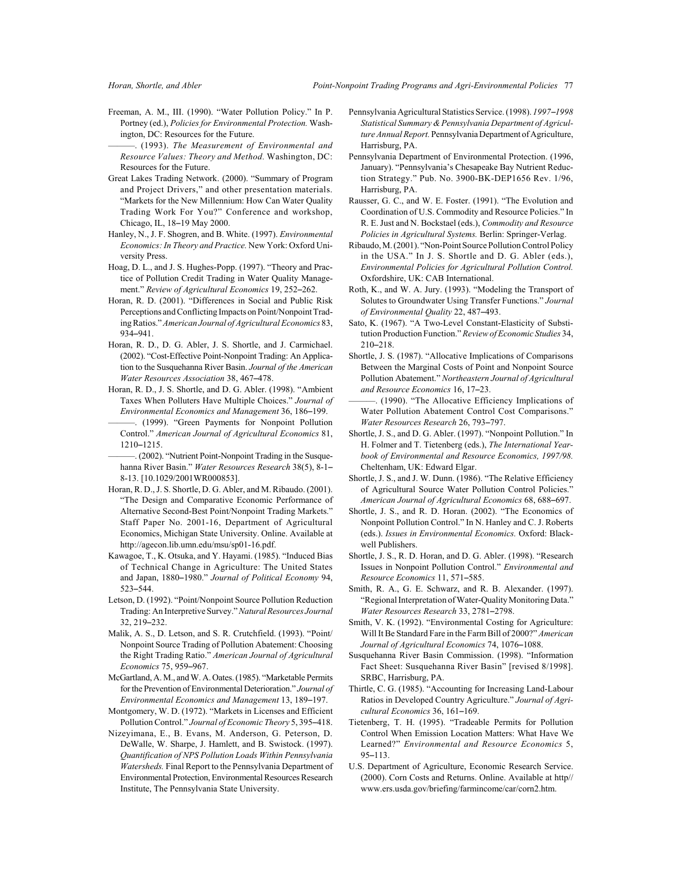Freeman, A. M., III. (1990). "Water Pollution Policy." In P. Portney (ed.), *Policies for Environmental Protection.* Washington, DC: Resources for the Future.

———. (1993). *The Measurement of Environmental and Resource Values: Theory and Method.* Washington, DC: Resources for the Future.

Great Lakes Trading Network. (2000). "Summary of Program and Project Drivers," and other presentation materials. "Markets for the New Millennium: How Can Water Quality Trading Work For You?" Conference and workshop, Chicago, IL, 18–19 May 2000.

Hanley, N., J. F. Shogren, and B. White. (1997). *Environmental Economics: In Theory and Practice.* New York: Oxford University Press.

Hoag, D. L., and J. S. Hughes-Popp. (1997). "Theory and Practice of Pollution Credit Trading in Water Quality Management." *Review of Agricultural Economics* 19, 252–262.

Horan, R. D. (2001). "Differences in Social and Public Risk Perceptions and Conflicting Impacts on Point/Nonpoint Trading Ratios." *American Journal of Agricultural Economics* 83, 934–941.

Horan, R. D., D. G. Abler, J. S. Shortle, and J. Carmichael. (2002). "Cost-Effective Point-Nonpoint Trading: An Application to the Susquehanna River Basin. *Journal of the American Water Resources Association* 38, 467–478.

Horan, R. D., J. S. Shortle, and D. G. Abler. (1998). "Ambient Taxes When Polluters Have Multiple Choices." *Journal of Environmental Economics and Management* 36, 186–199.

———. (1999). "Green Payments for Nonpoint Pollution Control." *American Journal of Agricultural Economics* 81, 1210–1215.

———. (2002). "Nutrient Point-Nonpoint Trading in the Susquehanna River Basin." *Water Resources Research* 38(5), 8-1–8-13. [10.1029/2001WR000853].

Horan, R. D., J. S. Shortle, D. G. Abler, and M. Ribaudo. (2001). "The Design and Comparative Economic Performance of Alternative Second-Best Point/Nonpoint Trading Markets." Staff Paper No. 2001-16, Department of Agricultural Economics, Michigan State University. Online. Available at http://agecon.lib.umn.edu/msu/sp01-16.pdf.

Kawagoe, T., K. Otsuka, and Y. Hayami. (1985). "Induced Bias of Technical Change in Agriculture: The United States and Japan, 1880–1980." *Journal of Political Economy* 94, 523–544.

Letson, D. (1992). "Point/Nonpoint Source Pollution Reduction Trading: An Interpretive Survey." *Natural Resources Journal* 32, 219–232.

Malik, A. S., D. Letson, and S. R. Crutchfield. (1993). "Point/Nonpoint Source Trading of Pollution Abatement: Choosing the Right Trading Ratio." *American Journal of Agricultural Economics* 75, 959–967.

McGartland, A. M., and W. A. Oates. (1985). "Marketable Permits for the Prevention of Environmental Deterioration." *Journal of Environmental Economics and Management* 13, 189–197.

Montgomery, W. D. (1972). "Markets in Licenses and Efficient Pollution Control." *Journal of Economic Theory* 5, 395–418.

Nizeyimana, E., B. Evans, M. Anderson, G. Peterson, D. DeWalle, W. Sharpe, J. Hamlett, and B. Swistock. (1997). *Quantification of NPS Pollution Loads Within Pennsylvania Watersheds.* Final Report to the Pennsylvania Department of Environmental Protection, Environmental Resources Research Institute, The Pennsylvania State University.

Pennsylvania Agricultural Statistics Service. (1998). *1997–1998 Statistical Summary & Pennsylvania Department of Agriculture Annual Report.* Pennsylvania Department of Agriculture, Harrisburg, PA.

Pennsylvania Department of Environmental Protection. (1996, January). "Pennsylvania's Chesapeake Bay Nutrient Reduction Strategy." Pub. No. 3900-BK-DEP1656 Rev. 1/96, Harrisburg, PA.

Rausser, G. C., and W. E. Foster. (1991). "The Evolution and Coordination of U.S. Commodity and Resource Policies." In R. E. Just and N. Bockstael (eds.), *Commodity and Resource Policies in Agricultural Systems.* Berlin: Springer-Verlag.

Ribaudo, M. (2001). "Non-Point Source Pollution Control Policy in the USA." In J. S. Shortle and D. G. Abler (eds.), *Environmental Policies for Agricultural Pollution Control.* Oxfordshire, UK: CAB International.

Roth, K., and W. A. Jury. (1993). "Modeling the Transport of Solutes to Groundwater Using Transfer Functions." *Journal of Environmental Quality* 22, 487–493.

Sato, K. (1967). "A Two-Level Constant-Elasticity of Substitution Production Function." *Review of Economic Studies* 34, 210–218.

Shortle, J. S. (1987). "Allocative Implications of Comparisons Between the Marginal Costs of Point and Nonpoint Source Pollution Abatement." *Northeastern Journal of Agricultural and Resource Economics* 16, 17–23.

———. (1990). "The Allocative Efficiency Implications of Water Pollution Abatement Control Cost Comparisons." *Water Resources Research* 26, 793–797.

Shortle, J. S., and D. G. Abler. (1997). "Nonpoint Pollution." In H. Folmer and T. Tietenberg (eds.), *The International Yearbook of Environmental and Resource Economics, 1997/98.* Cheltenham, UK: Edward Elgar.

Shortle, J. S., and J. W. Dunn. (1986). "The Relative Efficiency of Agricultural Source Water Pollution Control Policies." *American Journal of Agricultural Economics* 68, 688–697.

Shortle, J. S., and R. D. Horan. (2002). "The Economics of Nonpoint Pollution Control." In N. Hanley and C. J. Roberts (eds.). *Issues in Environmental Economics.* Oxford: Blackwell Publishers.

Shortle, J. S., R. D. Horan, and D. G. Abler. (1998). "Research Issues in Nonpoint Pollution Control." *Environmental and Resource Economics* 11, 571–585.

Smith, R. A., G. E. Schwarz, and R. B. Alexander. (1997). "Regional Interpretation of Water-Quality Monitoring Data." *Water Resources Research* 33, 2781–2798.

Smith, V. K. (1992). "Environmental Costing for Agriculture: Will It Be Standard Fare in the Farm Bill of 2000?" *American Journal of Agricultural Economics* 74, 1076–1088.

Susquehanna River Basin Commission. (1998). "Information Fact Sheet: Susquehanna River Basin" [revised 8/1998]. SRBC, Harrisburg, PA.

Thirtle, C. G. (1985). "Accounting for Increasing Land-Labour Ratios in Developed Country Agriculture." *Journal of Agricultural Economics* 36, 161–169.

Tietenberg, T. H. (1995). "Tradeable Permits for Pollution Control When Emission Location Matters: What Have We Learned?" *Environmental and Resource Economics* 5, 95–113.

U.S. Department of Agriculture, Economic Research Service. (2000). Corn Costs and Returns. Online. Available at http//www.ers.usda.gov/briefing/farmincome/car/corn2.htm.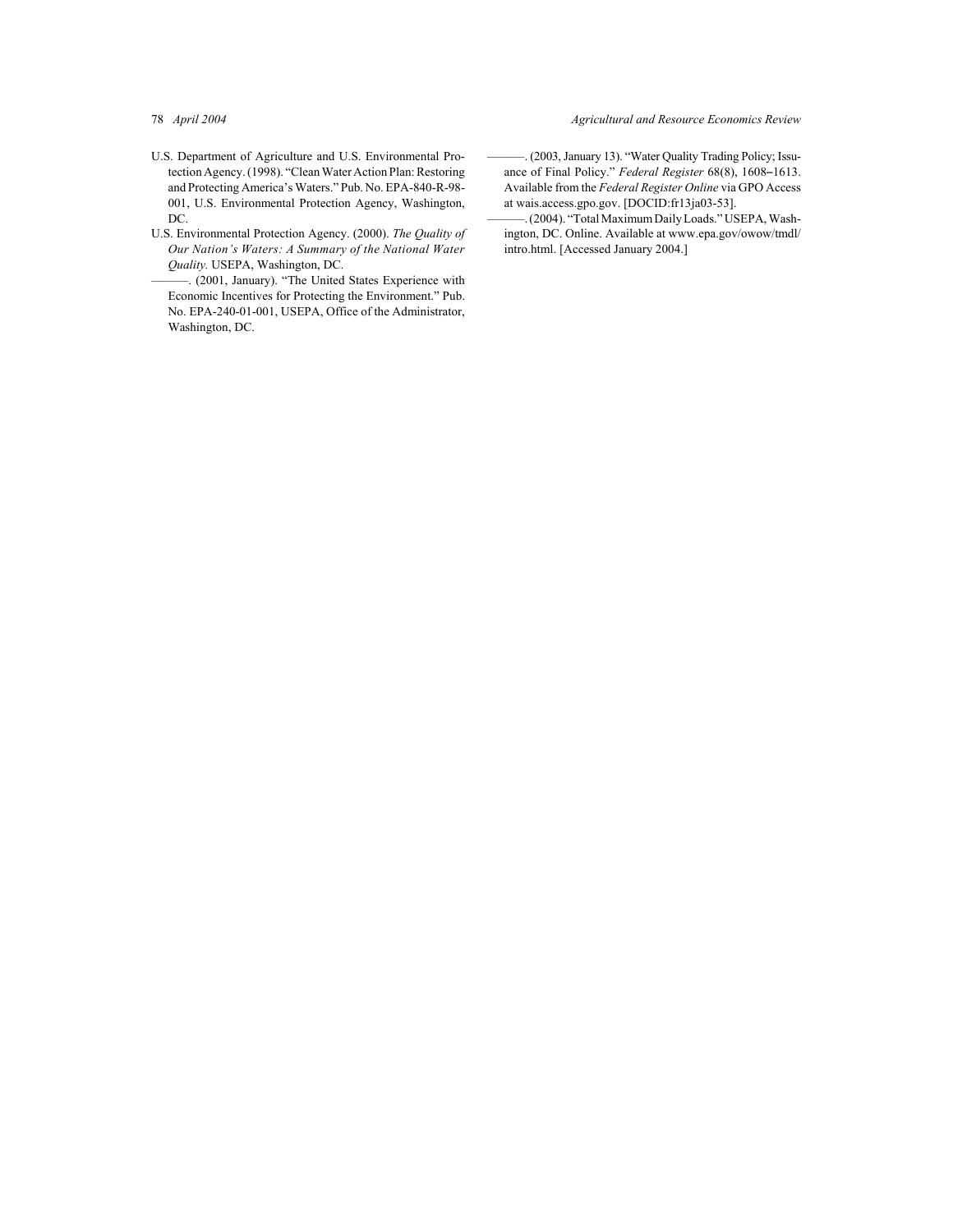U.S. Department of Agriculture and U.S. Environmental Protection Agency. (1998). "Clean Water Action Plan: Restoring and Protecting America's Waters." Pub. No. EPA-840-R-98-001, U.S. Environmental Protection Agency, Washington, DC.

U.S. Environmental Protection Agency. (2000). *The Quality of Our Nation's Waters: A Summary of the National Water Quality.* USEPA, Washington, DC.

———. (2001, January). "The United States Experience with Economic Incentives for Protecting the Environment." Pub. No. EPA-240-01-001, USEPA, Office of the Administrator, Washington, DC.

———. (2003, January 13). "Water Quality Trading Policy; Issuance of Final Policy." *Federal Register* 68(8), 1608–1613. Available from the *Federal Register Online* via GPO Access at wais.access.gpo.gov. [DOCID:fr13ja03-53].

———. (2004). "Total Maximum Daily Loads." USEPA, Washington, DC. Online. Available at www.epa.gov/owow/tmdl/intro.html. [Accessed January 2004.]